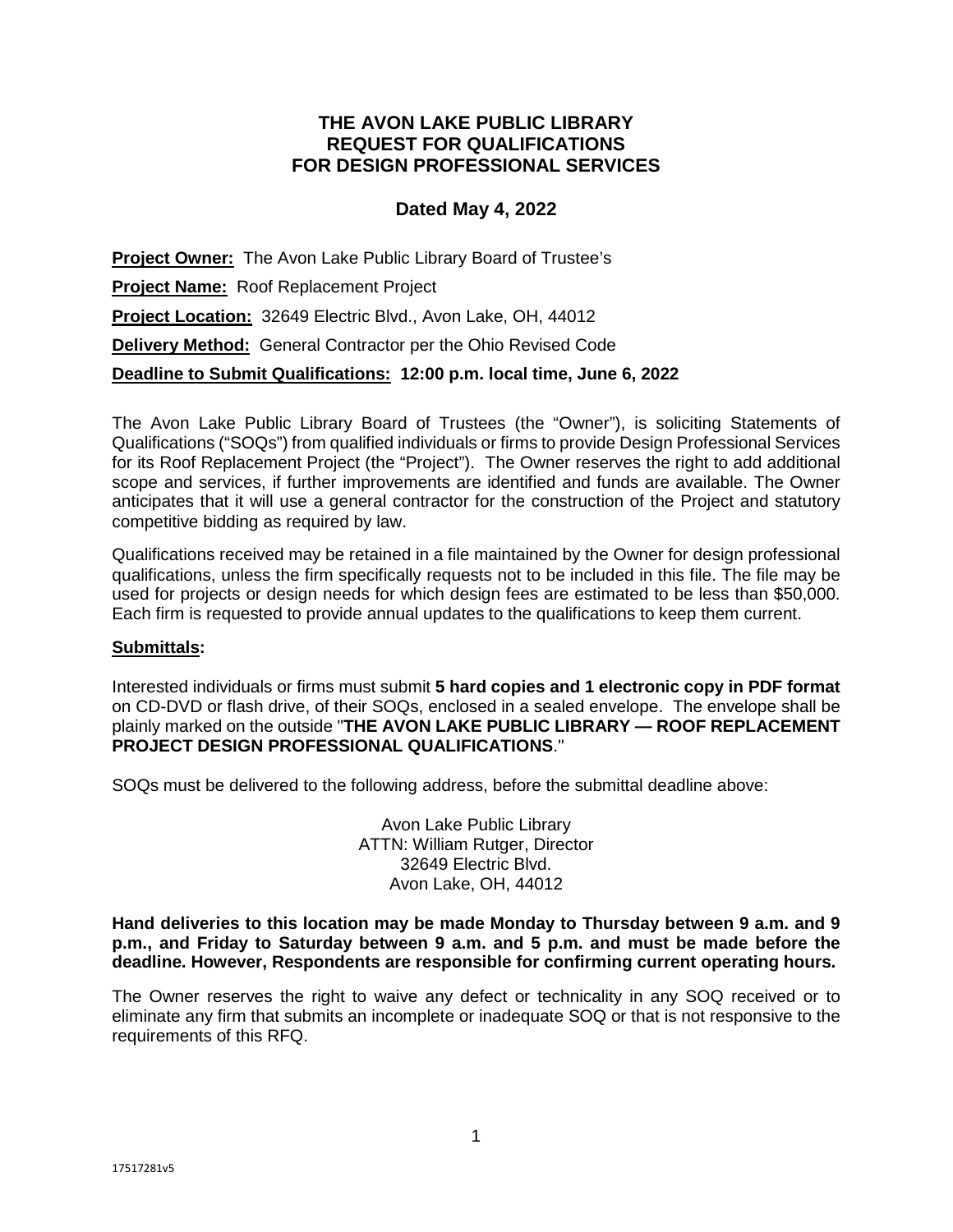# THE AVON LAKE PUBLIC LIBRARY
# REQUEST FOR QUALIFICATIONS
# FOR DESIGN PROFESSIONAL SERVICES

## Dated May 4, 2022

**Project Owner:** The Avon Lake Public Library Board of Trustee's

**Project Name:** Roof Replacement Project

**Project Location:** 32649 Electric Blvd., Avon Lake, OH, 44012

**Delivery Method:** General Contractor per the Ohio Revised Code

**Deadline to Submit Qualifications: 12:00 p.m. local time, June 6, 2022**

The Avon Lake Public Library Board of Trustees (the "Owner"), is soliciting Statements of Qualifications ("SOQs") from qualified individuals or firms to provide Design Professional Services for its Roof Replacement Project (the "Project"). The Owner reserves the right to add additional scope and services, if further improvements are identified and funds are available. The Owner anticipates that it will use a general contractor for the construction of the Project and statutory competitive bidding as required by law.

Qualifications received may be retained in a file maintained by the Owner for design professional qualifications, unless the firm specifically requests not to be included in this file. The file may be used for projects or design needs for which design fees are estimated to be less than $50,000. Each firm is requested to provide annual updates to the qualifications to keep them current.

**Submittals:**

Interested individuals or firms must submit **5 hard copies and 1 electronic copy in PDF format** on CD-DVD or flash drive, of their SOQs, enclosed in a sealed envelope. The envelope shall be plainly marked on the outside "**THE AVON LAKE PUBLIC LIBRARY — ROOF REPLACEMENT PROJECT DESIGN PROFESSIONAL QUALIFICATIONS**."

SOQs must be delivered to the following address, before the submittal deadline above:

Avon Lake Public Library
ATTN: William Rutger, Director
32649 Electric Blvd.
Avon Lake, OH, 44012

**Hand deliveries to this location may be made Monday to Thursday between 9 a.m. and 9 p.m., and Friday to Saturday between 9 a.m. and 5 p.m. and must be made before the deadline. However, Respondents are responsible for confirming current operating hours.**

The Owner reserves the right to waive any defect or technicality in any SOQ received or to eliminate any firm that submits an incomplete or inadequate SOQ or that is not responsive to the requirements of this RFQ.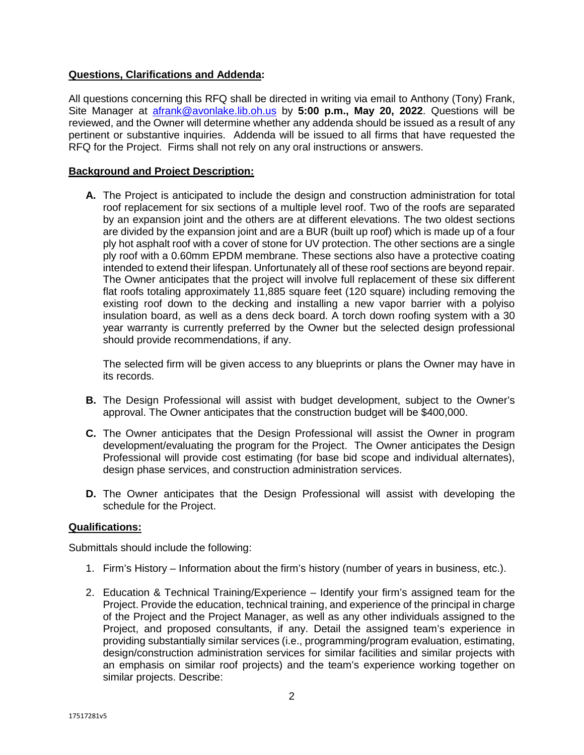**Questions, Clarifications and Addenda:**

All questions concerning this RFQ shall be directed in writing via email to Anthony (Tony) Frank, Site Manager at [afrank@avonlake.lib.oh.us](mailto:afrank@avonlake.lib.oh.us) by **5:00 p.m., May 20, 2022**. Questions will be reviewed, and the Owner will determine whether any addenda should be issued as a result of any pertinent or substantive inquiries. Addenda will be issued to all firms that have requested the RFQ for the Project. Firms shall not rely on any oral instructions or answers.

**Background and Project Description:**

**A.** The Project is anticipated to include the design and construction administration for total roof replacement for six sections of a multiple level roof. Two of the roofs are separated by an expansion joint and the others are at different elevations. The two oldest sections are divided by the expansion joint and are a BUR (built up roof) which is made up of a four ply hot asphalt roof with a cover of stone for UV protection. The other sections are a single ply roof with a 0.60mm EPDM membrane. These sections also have a protective coating intended to extend their lifespan. Unfortunately all of these roof sections are beyond repair. The Owner anticipates that the project will involve full replacement of these six different flat roofs totaling approximately 11,885 square feet (120 square) including removing the existing roof down to the decking and installing a new vapor barrier with a polyiso insulation board, as well as a dens deck board. A torch down roofing system with a 30 year warranty is currently preferred by the Owner but the selected design professional should provide recommendations, if any.

The selected firm will be given access to any blueprints or plans the Owner may have in its records.

**B.** The Design Professional will assist with budget development, subject to the Owner's approval. The Owner anticipates that the construction budget will be $400,000.

**C.** The Owner anticipates that the Design Professional will assist the Owner in program development/evaluating the program for the Project. The Owner anticipates the Design Professional will provide cost estimating (for base bid scope and individual alternates), design phase services, and construction administration services.

**D.** The Owner anticipates that the Design Professional will assist with developing the schedule for the Project.

**Qualifications:**

Submittals should include the following:

1. Firm's History – Information about the firm's history (number of years in business, etc.).

2. Education & Technical Training/Experience – Identify your firm's assigned team for the Project. Provide the education, technical training, and experience of the principal in charge of the Project and the Project Manager, as well as any other individuals assigned to the Project, and proposed consultants, if any. Detail the assigned team's experience in providing substantially similar services (i.e., programming/program evaluation, estimating, design/construction administration services for similar facilities and similar projects with an emphasis on similar roof projects) and the team's experience working together on similar projects. Describe: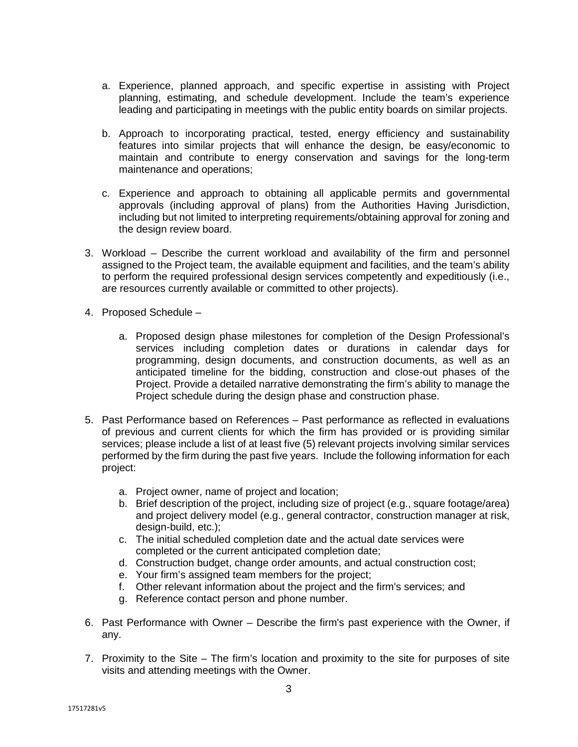a. Experience, planned approach, and specific expertise in assisting with Project planning, estimating, and schedule development. Include the team's experience leading and participating in meetings with the public entity boards on similar projects.

   b. Approach to incorporating practical, tested, energy efficiency and sustainability features into similar projects that will enhance the design, be easy/economic to maintain and contribute to energy conservation and savings for the long-term maintenance and operations;

   c. Experience and approach to obtaining all applicable permits and governmental approvals (including approval of plans) from the Authorities Having Jurisdiction, including but not limited to interpreting requirements/obtaining approval for zoning and the design review board.

3. Workload – Describe the current workload and availability of the firm and personnel assigned to the Project team, the available equipment and facilities, and the team's ability to perform the required professional design services competently and expeditiously (i.e., are resources currently available or committed to other projects).

4. Proposed Schedule –

   a. Proposed design phase milestones for completion of the Design Professional's services including completion dates or durations in calendar days for programming, design documents, and construction documents, as well as an anticipated timeline for the bidding, construction and close-out phases of the Project. Provide a detailed narrative demonstrating the firm's ability to manage the Project schedule during the design phase and construction phase.

5. Past Performance based on References – Past performance as reflected in evaluations of previous and current clients for which the firm has provided or is providing similar services; please include a list of at least five (5) relevant projects involving similar services performed by the firm during the past five years. Include the following information for each project:

   a. Project owner, name of project and location;
   b. Brief description of the project, including size of project (e.g., square footage/area) and project delivery model (e.g., general contractor, construction manager at risk, design-build, etc.);
   c. The initial scheduled completion date and the actual date services were completed or the current anticipated completion date;
   d. Construction budget, change order amounts, and actual construction cost;
   e. Your firm's assigned team members for the project;
   f. Other relevant information about the project and the firm's services; and
   g. Reference contact person and phone number.

6. Past Performance with Owner – Describe the firm's past experience with the Owner, if any.

7. Proximity to the Site – The firm's location and proximity to the site for purposes of site visits and attending meetings with the Owner.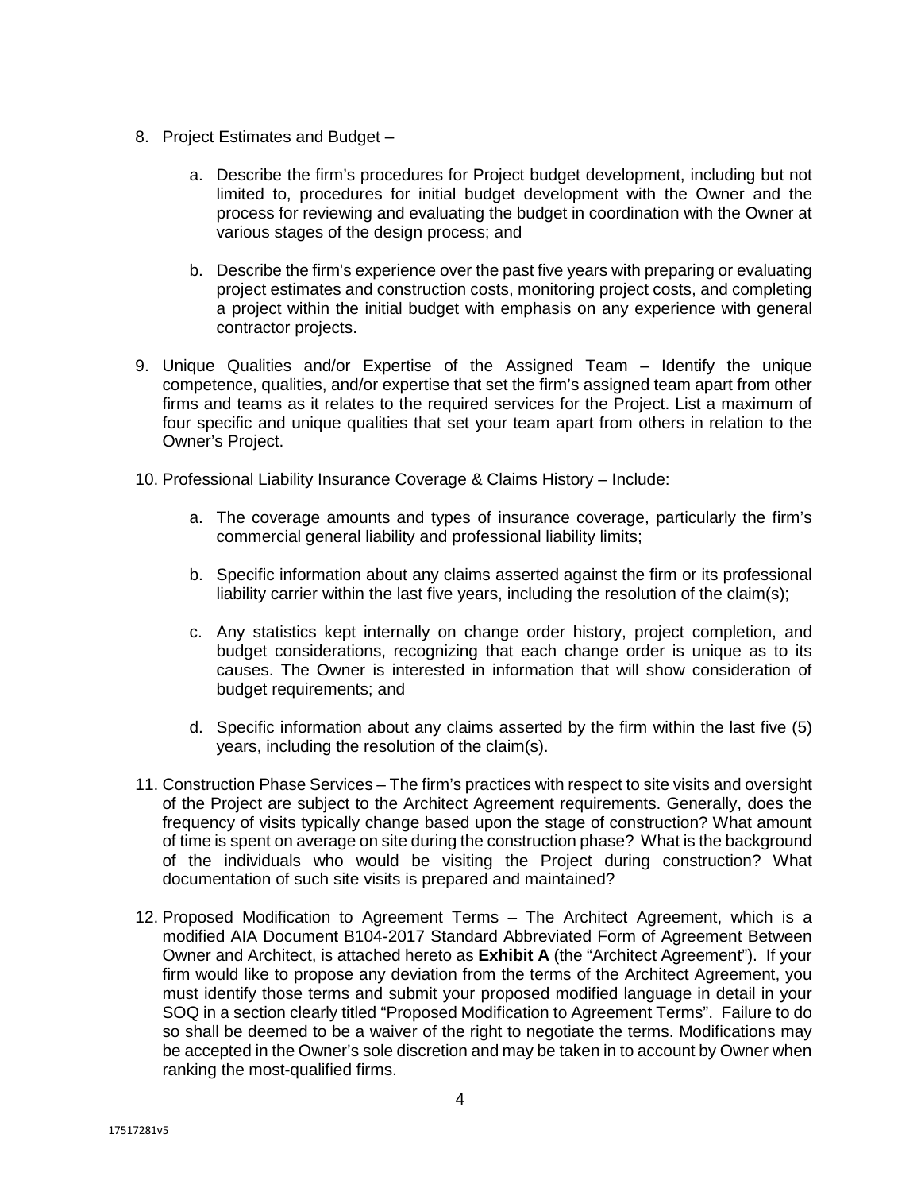8. Project Estimates and Budget –

    a. Describe the firm's procedures for Project budget development, including but not limited to, procedures for initial budget development with the Owner and the process for reviewing and evaluating the budget in coordination with the Owner at various stages of the design process; and

    b. Describe the firm's experience over the past five years with preparing or evaluating project estimates and construction costs, monitoring project costs, and completing a project within the initial budget with emphasis on any experience with general contractor projects.

9. Unique Qualities and/or Expertise of the Assigned Team – Identify the unique competence, qualities, and/or expertise that set the firm's assigned team apart from other firms and teams as it relates to the required services for the Project. List a maximum of four specific and unique qualities that set your team apart from others in relation to the Owner's Project.

10. Professional Liability Insurance Coverage & Claims History – Include:

    a. The coverage amounts and types of insurance coverage, particularly the firm's commercial general liability and professional liability limits;

    b. Specific information about any claims asserted against the firm or its professional liability carrier within the last five years, including the resolution of the claim(s);

    c. Any statistics kept internally on change order history, project completion, and budget considerations, recognizing that each change order is unique as to its causes. The Owner is interested in information that will show consideration of budget requirements; and

    d. Specific information about any claims asserted by the firm within the last five (5) years, including the resolution of the claim(s).

11. Construction Phase Services – The firm's practices with respect to site visits and oversight of the Project are subject to the Architect Agreement requirements. Generally, does the frequency of visits typically change based upon the stage of construction? What amount of time is spent on average on site during the construction phase? What is the background of the individuals who would be visiting the Project during construction? What documentation of such site visits is prepared and maintained?

12. Proposed Modification to Agreement Terms – The Architect Agreement, which is a modified AIA Document B104-2017 Standard Abbreviated Form of Agreement Between Owner and Architect, is attached hereto as **Exhibit A** (the "Architect Agreement"). If your firm would like to propose any deviation from the terms of the Architect Agreement, you must identify those terms and submit your proposed modified language in detail in your SOQ in a section clearly titled "Proposed Modification to Agreement Terms". Failure to do so shall be deemed to be a waiver of the right to negotiate the terms. Modifications may be accepted in the Owner's sole discretion and may be taken in to account by Owner when ranking the most-qualified firms.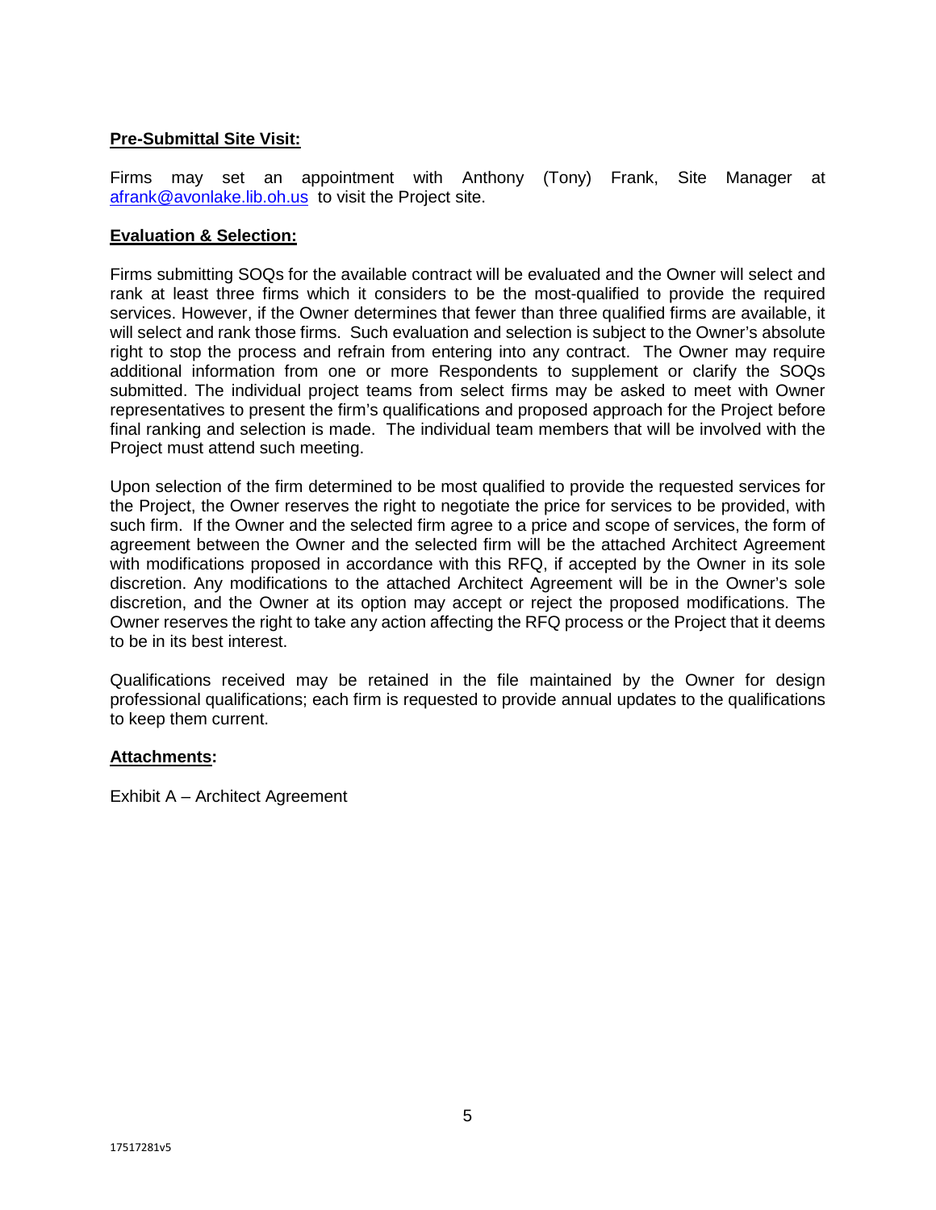**Pre-Submittal Site Visit:**

Firms may set an appointment with Anthony (Tony) Frank, Site Manager at afrank@avonlake.lib.oh.us to visit the Project site.

**Evaluation & Selection:**

Firms submitting SOQs for the available contract will be evaluated and the Owner will select and rank at least three firms which it considers to be the most-qualified to provide the required services. However, if the Owner determines that fewer than three qualified firms are available, it will select and rank those firms. Such evaluation and selection is subject to the Owner's absolute right to stop the process and refrain from entering into any contract. The Owner may require additional information from one or more Respondents to supplement or clarify the SOQs submitted. The individual project teams from select firms may be asked to meet with Owner representatives to present the firm's qualifications and proposed approach for the Project before final ranking and selection is made. The individual team members that will be involved with the Project must attend such meeting.

Upon selection of the firm determined to be most qualified to provide the requested services for the Project, the Owner reserves the right to negotiate the price for services to be provided, with such firm. If the Owner and the selected firm agree to a price and scope of services, the form of agreement between the Owner and the selected firm will be the attached Architect Agreement with modifications proposed in accordance with this RFQ, if accepted by the Owner in its sole discretion. Any modifications to the attached Architect Agreement will be in the Owner's sole discretion, and the Owner at its option may accept or reject the proposed modifications. The Owner reserves the right to take any action affecting the RFQ process or the Project that it deems to be in its best interest.

Qualifications received may be retained in the file maintained by the Owner for design professional qualifications; each firm is requested to provide annual updates to the qualifications to keep them current.

**Attachments:**

Exhibit A – Architect Agreement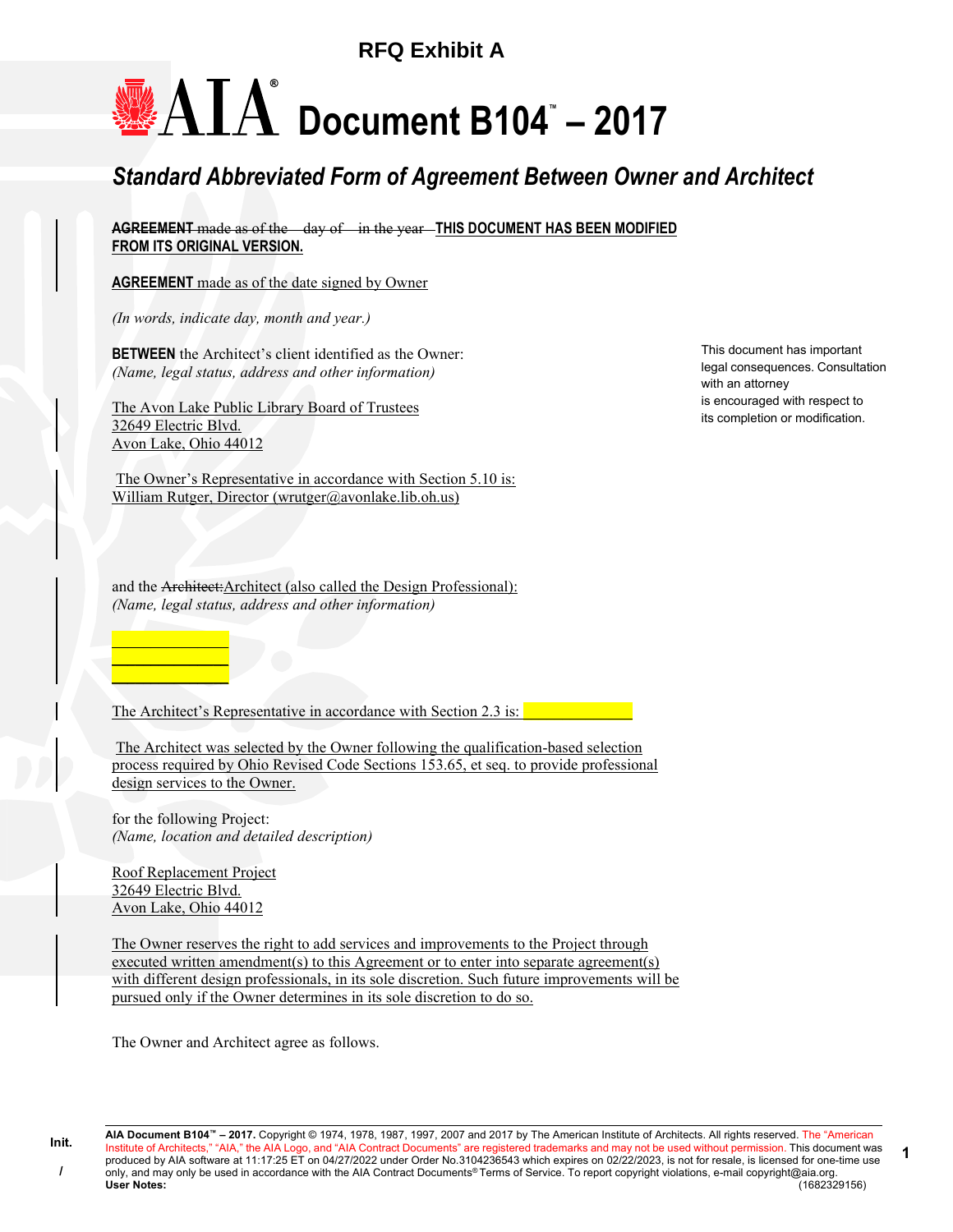# RFQ Exhibit A

# AIA Document B104™ – 2017

## *Standard Abbreviated Form of Agreement Between Owner and Architect*

**AGREEMENT** ~~made as of the day of in the year~~ **THIS DOCUMENT HAS BEEN MODIFIED FROM ITS ORIGINAL VERSION.**

**AGREEMENT** made as of the date signed by Owner

*(In words, indicate day, month and year.)*

**BETWEEN** the Architect's client identified as the Owner:
*(Name, legal status, address and other information)*

The Avon Lake Public Library Board of Trustees
32649 Electric Blvd.
Avon Lake, Ohio 44012

The Owner's Representative in accordance with Section 5.10 is:
William Rutger, Director (wrutger@avonlake.lib.oh.us)

and the ~~Architect:~~Architect (also called the Design Professional):
*(Name, legal status, address and other information)*

______________
______________
______________

The Architect's Representative in accordance with Section 2.3 is: ______________

The Architect was selected by the Owner following the qualification-based selection process required by Ohio Revised Code Sections 153.65, et seq. to provide professional design services to the Owner.

for the following Project:
*(Name, location and detailed description)*

Roof Replacement Project
32649 Electric Blvd.
Avon Lake, Ohio 44012

The Owner reserves the right to add services and improvements to the Project through executed written amendment(s) to this Agreement or to enter into separate agreement(s) with different design professionals, in its sole discretion. Such future improvements will be pursued only if the Owner determines in its sole discretion to do so.

The Owner and Architect agree as follows.

This document has important legal consequences. Consultation with an attorney is encouraged with respect to its completion or modification.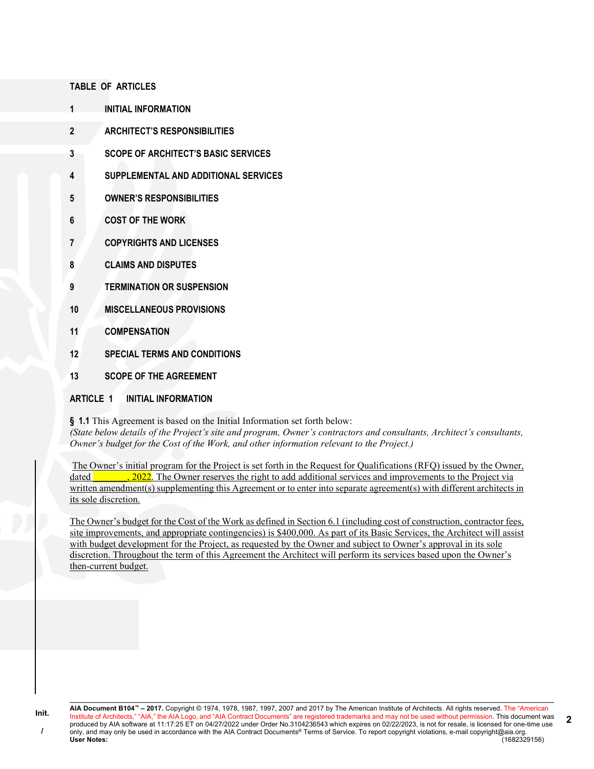**TABLE OF ARTICLES**

1 **INITIAL INFORMATION**

2 **ARCHITECT'S RESPONSIBILITIES**

3 **SCOPE OF ARCHITECT'S BASIC SERVICES**

4 **SUPPLEMENTAL AND ADDITIONAL SERVICES**

5 **OWNER'S RESPONSIBILITIES**

6 **COST OF THE WORK**

7 **COPYRIGHTS AND LICENSES**

8 **CLAIMS AND DISPUTES**

9 **TERMINATION OR SUSPENSION**

10 **MISCELLANEOUS PROVISIONS**

11 **COMPENSATION**

12 **SPECIAL TERMS AND CONDITIONS**

13 **SCOPE OF THE AGREEMENT**

## ARTICLE 1 INITIAL INFORMATION

**§ 1.1** This Agreement is based on the Initial Information set forth below:
*(State below details of the Project's site and program, Owner's contractors and consultants, Architect's consultants, Owner's budget for the Cost of the Work, and other information relevant to the Project.)*

The Owner's initial program for the Project is set forth in the Request for Qualifications (RFQ) issued by the Owner, dated ________, 2022. The Owner reserves the right to add additional services and improvements to the Project via written amendment(s) supplementing this Agreement or to enter into separate agreement(s) with different architects in its sole discretion.

The Owner's budget for the Cost of the Work as defined in Section 6.1 (including cost of construction, contractor fees, site improvements, and appropriate contingencies) is $400,000. As part of its Basic Services, the Architect will assist with budget development for the Project, as requested by the Owner and subject to Owner's approval in its sole discretion. Throughout the term of this Agreement the Architect will perform its services based upon the Owner's then-current budget.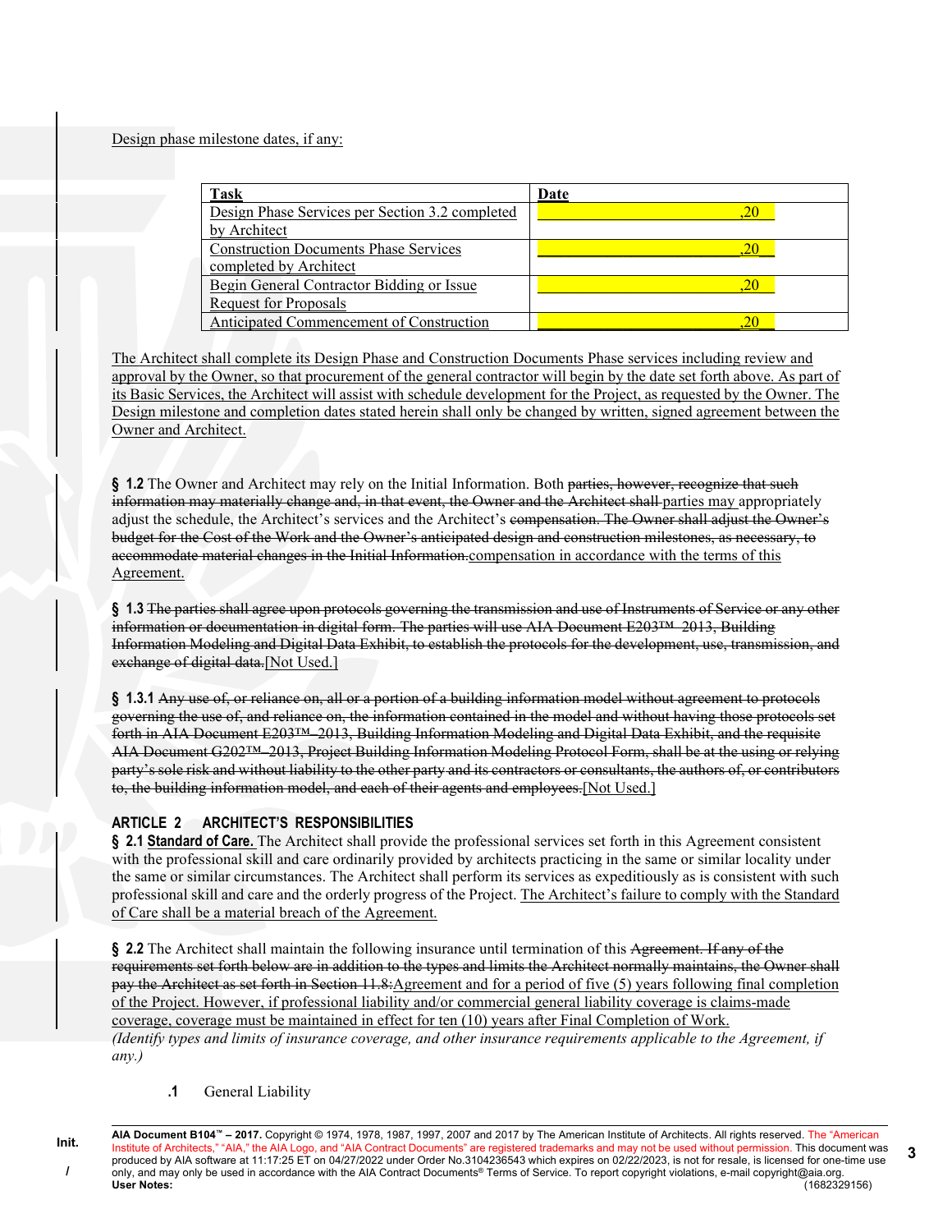Design phase milestone dates, if any:

| Task | Date |
|---|---|
| Design Phase Services per Section 3.2 completed by Architect | ____________________,20__ |
| Construction Documents Phase Services completed by Architect | ____________________,20__ |
| Begin General Contractor Bidding or Issue Request for Proposals | ____________________,20__ |
| Anticipated Commencement of Construction | ____________________,20__ |

The Architect shall complete its Design Phase and Construction Documents Phase services including review and approval by the Owner, so that procurement of the general contractor will begin by the date set forth above. As part of its Basic Services, the Architect will assist with schedule development for the Project, as requested by the Owner. The Design milestone and completion dates stated herein shall only be changed by written, signed agreement between the Owner and Architect.

**§ 1.2** The Owner and Architect may rely on the Initial Information. Both ~~parties, however, recognize that such information may materially change and, in that event, the Owner and the Architect shall~~ parties may appropriately adjust the schedule, the Architect's services and the Architect's ~~compensation. The Owner shall adjust the Owner's budget for the Cost of the Work and the Owner's anticipated design and construction milestones, as necessary, to accommodate material changes in the Initial Information.~~compensation in accordance with the terms of this Agreement.

**§ 1.3** ~~The parties shall agree upon protocols governing the transmission and use of Instruments of Service or any other information or documentation in digital form. The parties will use AIA Document E203™–2013, Building Information Modeling and Digital Data Exhibit, to establish the protocols for the development, use, transmission, and exchange of digital data.~~[Not Used.]

**§ 1.3.1** ~~Any use of, or reliance on, all or a portion of a building information model without agreement to protocols governing the use of, and reliance on, the information contained in the model and without having those protocols set forth in AIA Document E203™–2013, Building Information Modeling and Digital Data Exhibit, and the requisite AIA Document G202™–2013, Project Building Information Modeling Protocol Form, shall be at the using or relying party's sole risk and without liability to the other party and its contractors or consultants, the authors of, or contributors to, the building information model, and each of their agents and employees.~~[Not Used.]

## ARTICLE 2 ARCHITECT'S RESPONSIBILITIES

**§ 2.1 Standard of Care.** The Architect shall provide the professional services set forth in this Agreement consistent with the professional skill and care ordinarily provided by architects practicing in the same or similar locality under the same or similar circumstances. The Architect shall perform its services as expeditiously as is consistent with such professional skill and care and the orderly progress of the Project. The Architect's failure to comply with the Standard of Care shall be a material breach of the Agreement.

**§ 2.2** The Architect shall maintain the following insurance until termination of this ~~Agreement. If any of the requirements set forth below are in addition to the types and limits the Architect normally maintains, the Owner shall pay the Architect as set forth in Section 11.8:~~Agreement and for a period of five (5) years following final completion of the Project. However, if professional liability and/or commercial general liability coverage is claims-made coverage, coverage must be maintained in effect for ten (10) years after Final Completion of Work.
*(Identify types and limits of insurance coverage, and other insurance requirements applicable to the Agreement, if any.)*

**.1** General Liability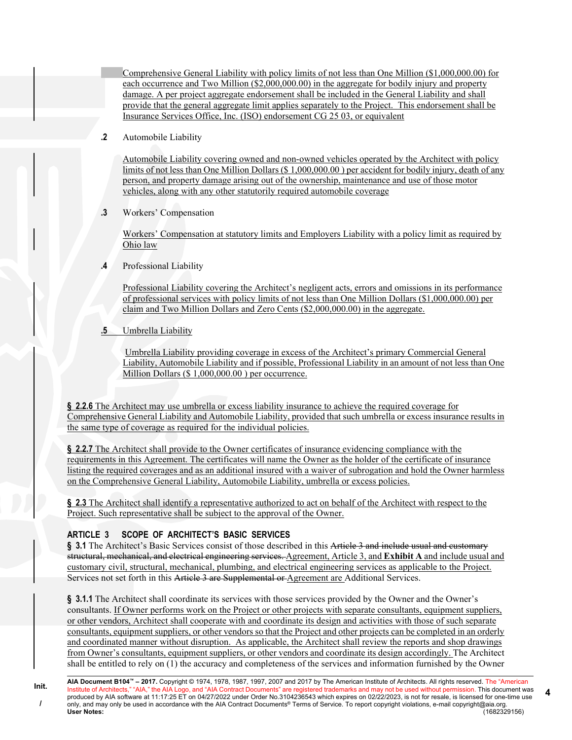Comprehensive General Liability with policy limits of not less than One Million ($1,000,000.00) for each occurrence and Two Million ($2,000,000.00) in the aggregate for bodily injury and property damage. A per project aggregate endorsement shall be included in the General Liability and shall provide that the general aggregate limit applies separately to the Project. This endorsement shall be Insurance Services Office, Inc. (ISO) endorsement CG 25 03, or equivalent

**.2** Automobile Liability

Automobile Liability covering owned and non-owned vehicles operated by the Architect with policy limits of not less than One Million Dollars ($ 1,000,000.00 ) per accident for bodily injury, death of any person, and property damage arising out of the ownership, maintenance and use of those motor vehicles, along with any other statutorily required automobile coverage

**.3** Workers' Compensation

Workers' Compensation at statutory limits and Employers Liability with a policy limit as required by Ohio law

**.4** Professional Liability

Professional Liability covering the Architect's negligent acts, errors and omissions in its performance of professional services with policy limits of not less than One Million Dollars ($1,000,000.00) per claim and Two Million Dollars and Zero Cents ($2,000,000.00) in the aggregate.

**.5** Umbrella Liability

Umbrella Liability providing coverage in excess of the Architect's primary Commercial General Liability, Automobile Liability and if possible, Professional Liability in an amount of not less than One Million Dollars ($ 1,000,000.00 ) per occurrence.

**§ 2.2.6** The Architect may use umbrella or excess liability insurance to achieve the required coverage for Comprehensive General Liability and Automobile Liability, provided that such umbrella or excess insurance results in the same type of coverage as required for the individual policies.

**§ 2.2.7** The Architect shall provide to the Owner certificates of insurance evidencing compliance with the requirements in this Agreement. The certificates will name the Owner as the holder of the certificate of insurance listing the required coverages and as an additional insured with a waiver of subrogation and hold the Owner harmless on the Comprehensive General Liability, Automobile Liability, umbrella or excess policies.

**§ 2.3** The Architect shall identify a representative authorized to act on behalf of the Architect with respect to the Project. Such representative shall be subject to the approval of the Owner.

## ARTICLE 3 SCOPE OF ARCHITECT'S BASIC SERVICES

**§ 3.1** The Architect's Basic Services consist of those described in this ~~Article 3 and include usual and customary structural, mechanical, and electrical engineering services.~~ Agreement, Article 3, and **Exhibit A** and include usual and customary civil, structural, mechanical, plumbing, and electrical engineering services as applicable to the Project. Services not set forth in this ~~Article 3 are Supplemental or~~ Agreement are Additional Services.

**§ 3.1.1** The Architect shall coordinate its services with those services provided by the Owner and the Owner's consultants. If Owner performs work on the Project or other projects with separate consultants, equipment suppliers, or other vendors, Architect shall cooperate with and coordinate its design and activities with those of such separate consultants, equipment suppliers, or other vendors so that the Project and other projects can be completed in an orderly and coordinated manner without disruption. As applicable, the Architect shall review the reports and shop drawings from Owner's consultants, equipment suppliers, or other vendors and coordinate its design accordingly. The Architect shall be entitled to rely on (1) the accuracy and completeness of the services and information furnished by the Owner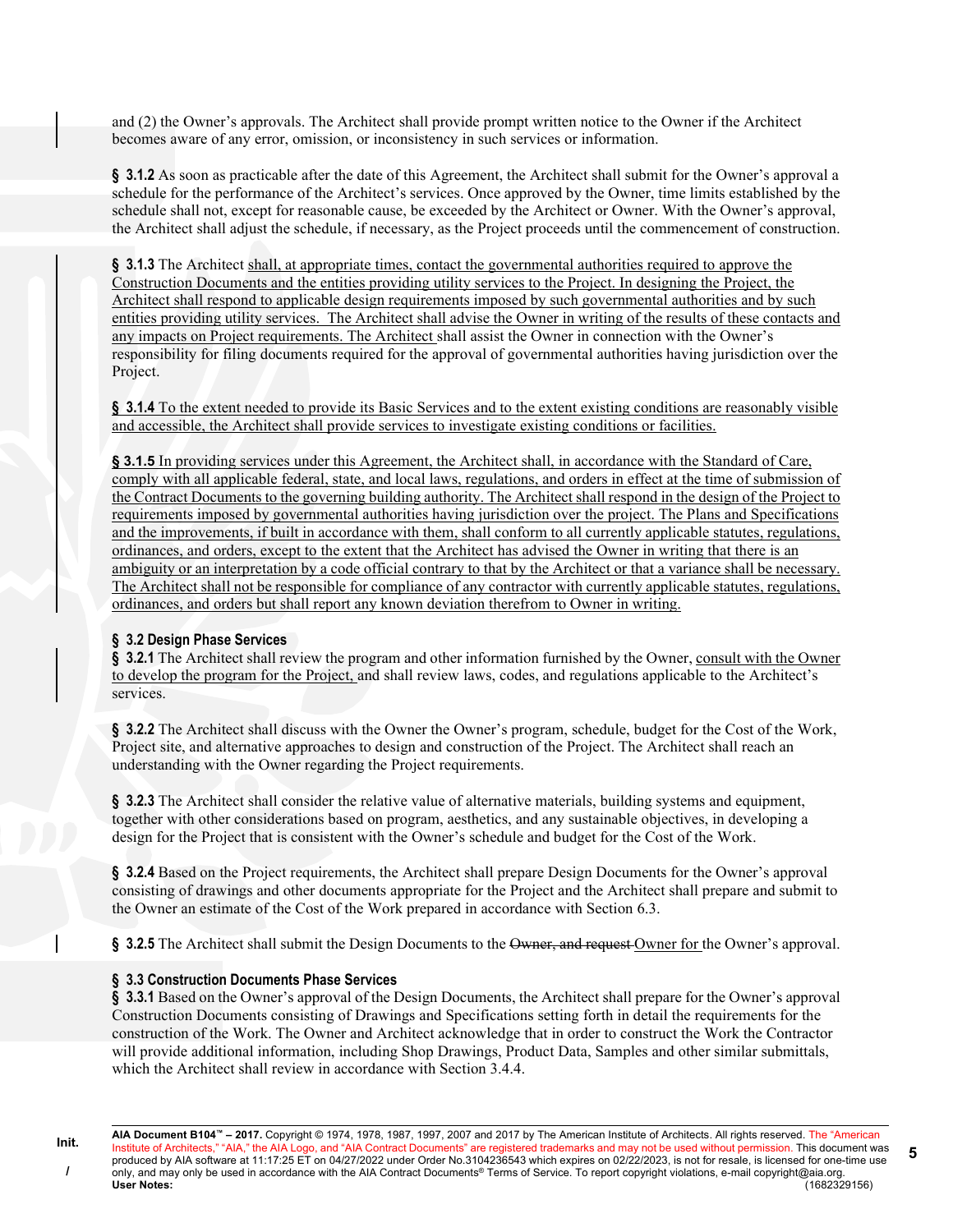and (2) the Owner's approvals. The Architect shall provide prompt written notice to the Owner if the Architect becomes aware of any error, omission, or inconsistency in such services or information.

**§ 3.1.2** As soon as practicable after the date of this Agreement, the Architect shall submit for the Owner's approval a schedule for the performance of the Architect's services. Once approved by the Owner, time limits established by the schedule shall not, except for reasonable cause, be exceeded by the Architect or Owner. With the Owner's approval, the Architect shall adjust the schedule, if necessary, as the Project proceeds until the commencement of construction.

**§ 3.1.3** The Architect shall, at appropriate times, contact the governmental authorities required to approve the Construction Documents and the entities providing utility services to the Project. In designing the Project, the Architect shall respond to applicable design requirements imposed by such governmental authorities and by such entities providing utility services. The Architect shall advise the Owner in writing of the results of these contacts and any impacts on Project requirements. The Architect shall assist the Owner in connection with the Owner's responsibility for filing documents required for the approval of governmental authorities having jurisdiction over the Project.

**§ 3.1.4** To the extent needed to provide its Basic Services and to the extent existing conditions are reasonably visible and accessible, the Architect shall provide services to investigate existing conditions or facilities.

**§ 3.1.5** In providing services under this Agreement, the Architect shall, in accordance with the Standard of Care, comply with all applicable federal, state, and local laws, regulations, and orders in effect at the time of submission of the Contract Documents to the governing building authority. The Architect shall respond in the design of the Project to requirements imposed by governmental authorities having jurisdiction over the project. The Plans and Specifications and the improvements, if built in accordance with them, shall conform to all currently applicable statutes, regulations, ordinances, and orders, except to the extent that the Architect has advised the Owner in writing that there is an ambiguity or an interpretation by a code official contrary to that by the Architect or that a variance shall be necessary. The Architect shall not be responsible for compliance of any contractor with currently applicable statutes, regulations, ordinances, and orders but shall report any known deviation therefrom to Owner in writing.

### § 3.2 Design Phase Services

**§ 3.2.1** The Architect shall review the program and other information furnished by the Owner, consult with the Owner to develop the program for the Project, and shall review laws, codes, and regulations applicable to the Architect's services.

**§ 3.2.2** The Architect shall discuss with the Owner the Owner's program, schedule, budget for the Cost of the Work, Project site, and alternative approaches to design and construction of the Project. The Architect shall reach an understanding with the Owner regarding the Project requirements.

**§ 3.2.3** The Architect shall consider the relative value of alternative materials, building systems and equipment, together with other considerations based on program, aesthetics, and any sustainable objectives, in developing a design for the Project that is consistent with the Owner's schedule and budget for the Cost of the Work.

**§ 3.2.4** Based on the Project requirements, the Architect shall prepare Design Documents for the Owner's approval consisting of drawings and other documents appropriate for the Project and the Architect shall prepare and submit to the Owner an estimate of the Cost of the Work prepared in accordance with Section 6.3.

**§ 3.2.5** The Architect shall submit the Design Documents to the ~~Owner, and request~~ Owner for the Owner's approval.

### § 3.3 Construction Documents Phase Services

**§ 3.3.1** Based on the Owner's approval of the Design Documents, the Architect shall prepare for the Owner's approval Construction Documents consisting of Drawings and Specifications setting forth in detail the requirements for the construction of the Work. The Owner and Architect acknowledge that in order to construct the Work the Contractor will provide additional information, including Shop Drawings, Product Data, Samples and other similar submittals, which the Architect shall review in accordance with Section 3.4.4.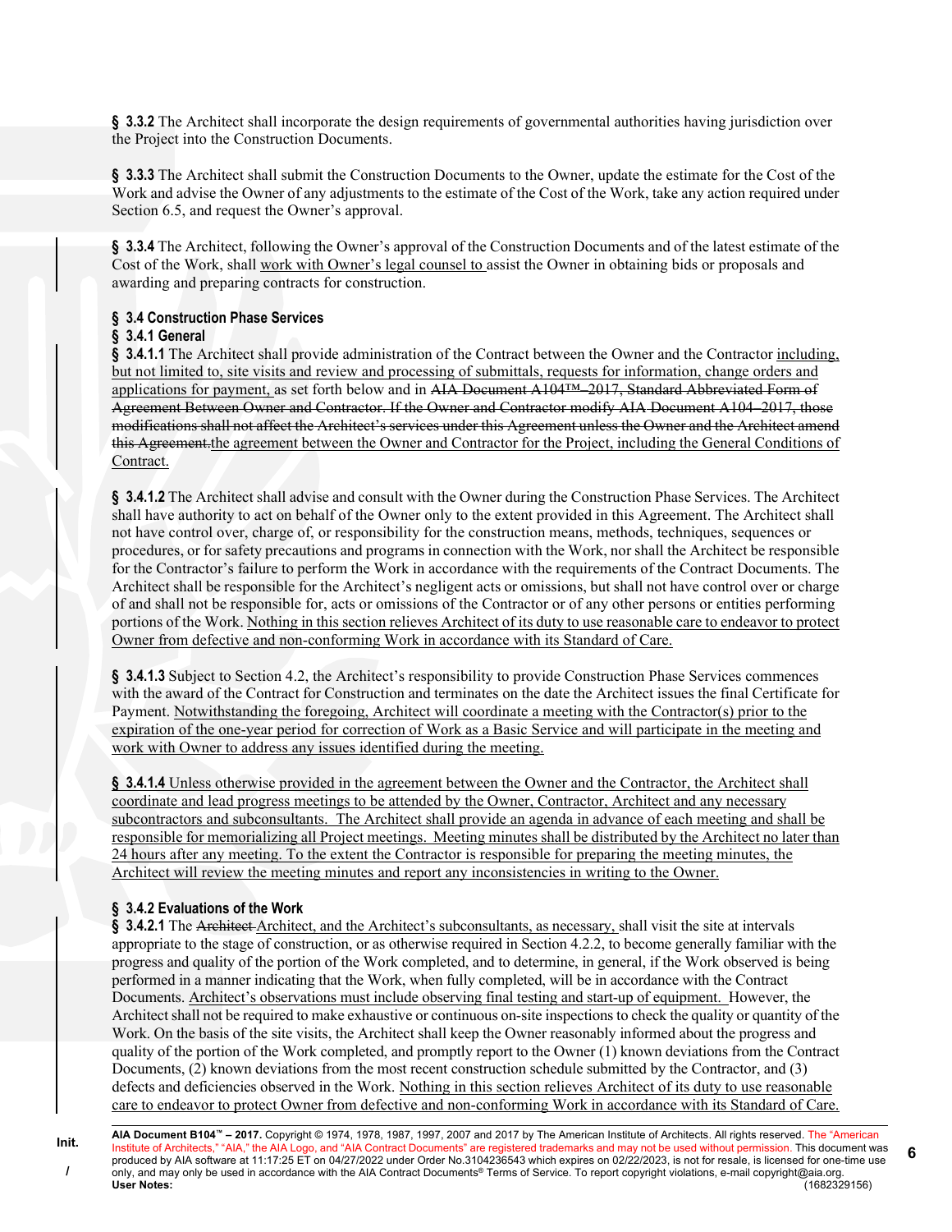**§ 3.3.2** The Architect shall incorporate the design requirements of governmental authorities having jurisdiction over the Project into the Construction Documents.

**§ 3.3.3** The Architect shall submit the Construction Documents to the Owner, update the estimate for the Cost of the Work and advise the Owner of any adjustments to the estimate of the Cost of the Work, take any action required under Section 6.5, and request the Owner's approval.

**§ 3.3.4** The Architect, following the Owner's approval of the Construction Documents and of the latest estimate of the Cost of the Work, shall work with Owner's legal counsel to assist the Owner in obtaining bids or proposals and awarding and preparing contracts for construction.

## § 3.4 Construction Phase Services

### § 3.4.1 General

**§ 3.4.1.1** The Architect shall provide administration of the Contract between the Owner and the Contractor including, but not limited to, site visits and review and processing of submittals, requests for information, change orders and applications for payment, as set forth below and in ~~AIA Document A104™–2017, Standard Abbreviated Form of Agreement Between Owner and Contractor. If the Owner and Contractor modify AIA Document A104–2017, those modifications shall not affect the Architect's services under this Agreement unless the Owner and the Architect amend this Agreement.~~the agreement between the Owner and Contractor for the Project, including the General Conditions of Contract.

**§ 3.4.1.2** The Architect shall advise and consult with the Owner during the Construction Phase Services. The Architect shall have authority to act on behalf of the Owner only to the extent provided in this Agreement. The Architect shall not have control over, charge of, or responsibility for the construction means, methods, techniques, sequences or procedures, or for safety precautions and programs in connection with the Work, nor shall the Architect be responsible for the Contractor's failure to perform the Work in accordance with the requirements of the Contract Documents. The Architect shall be responsible for the Architect's negligent acts or omissions, but shall not have control over or charge of and shall not be responsible for, acts or omissions of the Contractor or of any other persons or entities performing portions of the Work. Nothing in this section relieves Architect of its duty to use reasonable care to endeavor to protect Owner from defective and non-conforming Work in accordance with its Standard of Care.

**§ 3.4.1.3** Subject to Section 4.2, the Architect's responsibility to provide Construction Phase Services commences with the award of the Contract for Construction and terminates on the date the Architect issues the final Certificate for Payment. Notwithstanding the foregoing, Architect will coordinate a meeting with the Contractor(s) prior to the expiration of the one-year period for correction of Work as a Basic Service and will participate in the meeting and work with Owner to address any issues identified during the meeting.

**§ 3.4.1.4** Unless otherwise provided in the agreement between the Owner and the Contractor, the Architect shall coordinate and lead progress meetings to be attended by the Owner, Contractor, Architect and any necessary subcontractors and subconsultants. The Architect shall provide an agenda in advance of each meeting and shall be responsible for memorializing all Project meetings. Meeting minutes shall be distributed by the Architect no later than 24 hours after any meeting. To the extent the Contractor is responsible for preparing the meeting minutes, the Architect will review the meeting minutes and report any inconsistencies in writing to the Owner.

### § 3.4.2 Evaluations of the Work

**§ 3.4.2.1** The ~~Architect~~ Architect, and the Architect's subconsultants, as necessary, shall visit the site at intervals appropriate to the stage of construction, or as otherwise required in Section 4.2.2, to become generally familiar with the progress and quality of the portion of the Work completed, and to determine, in general, if the Work observed is being performed in a manner indicating that the Work, when fully completed, will be in accordance with the Contract Documents. Architect's observations must include observing final testing and start-up of equipment. However, the Architect shall not be required to make exhaustive or continuous on-site inspections to check the quality or quantity of the Work. On the basis of the site visits, the Architect shall keep the Owner reasonably informed about the progress and quality of the portion of the Work completed, and promptly report to the Owner (1) known deviations from the Contract Documents, (2) known deviations from the most recent construction schedule submitted by the Contractor, and (3) defects and deficiencies observed in the Work. Nothing in this section relieves Architect of its duty to use reasonable care to endeavor to protect Owner from defective and non-conforming Work in accordance with its Standard of Care.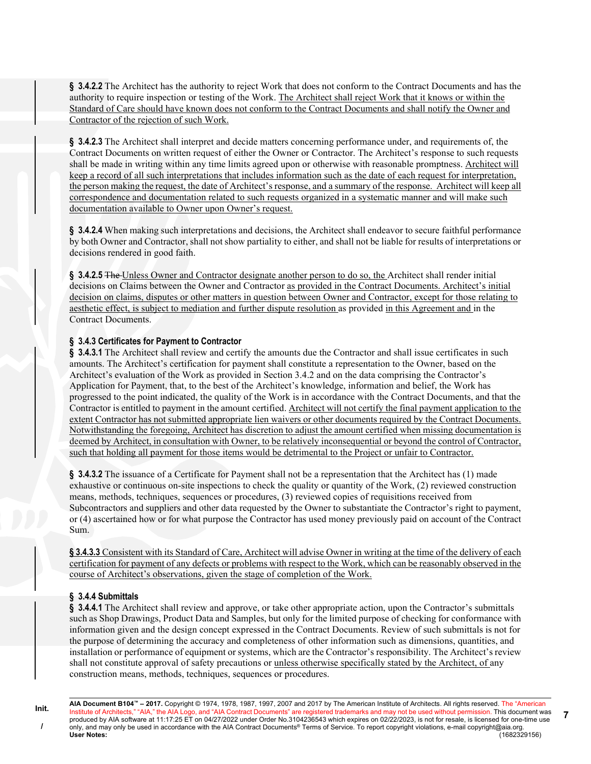**§ 3.4.2.2** The Architect has the authority to reject Work that does not conform to the Contract Documents and has the authority to require inspection or testing of the Work. The Architect shall reject Work that it knows or within the Standard of Care should have known does not conform to the Contract Documents and shall notify the Owner and Contractor of the rejection of such Work.

**§ 3.4.2.3** The Architect shall interpret and decide matters concerning performance under, and requirements of, the Contract Documents on written request of either the Owner or Contractor. The Architect's response to such requests shall be made in writing within any time limits agreed upon or otherwise with reasonable promptness. Architect will keep a record of all such interpretations that includes information such as the date of each request for interpretation, the person making the request, the date of Architect's response, and a summary of the response. Architect will keep all correspondence and documentation related to such requests organized in a systematic manner and will make such documentation available to Owner upon Owner's request.

**§ 3.4.2.4** When making such interpretations and decisions, the Architect shall endeavor to secure faithful performance by both Owner and Contractor, shall not show partiality to either, and shall not be liable for results of interpretations or decisions rendered in good faith.

**§ 3.4.2.5** ~~The~~ Unless Owner and Contractor designate another person to do so, the Architect shall render initial decisions on Claims between the Owner and Contractor as provided in the Contract Documents. Architect's initial decision on claims, disputes or other matters in question between Owner and Contractor, except for those relating to aesthetic effect, is subject to mediation and further dispute resolution as provided in this Agreement and in the Contract Documents.

**§ 3.4.3 Certificates for Payment to Contractor**

**§ 3.4.3.1** The Architect shall review and certify the amounts due the Contractor and shall issue certificates in such amounts. The Architect's certification for payment shall constitute a representation to the Owner, based on the Architect's evaluation of the Work as provided in Section 3.4.2 and on the data comprising the Contractor's Application for Payment, that, to the best of the Architect's knowledge, information and belief, the Work has progressed to the point indicated, the quality of the Work is in accordance with the Contract Documents, and that the Contractor is entitled to payment in the amount certified. Architect will not certify the final payment application to the extent Contractor has not submitted appropriate lien waivers or other documents required by the Contract Documents. Notwithstanding the foregoing, Architect has discretion to adjust the amount certified when missing documentation is deemed by Architect, in consultation with Owner, to be relatively inconsequential or beyond the control of Contractor, such that holding all payment for those items would be detrimental to the Project or unfair to Contractor.

**§ 3.4.3.2** The issuance of a Certificate for Payment shall not be a representation that the Architect has (1) made exhaustive or continuous on-site inspections to check the quality or quantity of the Work, (2) reviewed construction means, methods, techniques, sequences or procedures, (3) reviewed copies of requisitions received from Subcontractors and suppliers and other data requested by the Owner to substantiate the Contractor's right to payment, or (4) ascertained how or for what purpose the Contractor has used money previously paid on account of the Contract Sum.

**§ 3.4.3.3** Consistent with its Standard of Care, Architect will advise Owner in writing at the time of the delivery of each certification for payment of any defects or problems with respect to the Work, which can be reasonably observed in the course of Architect's observations, given the stage of completion of the Work.

**§ 3.4.4 Submittals**

**§ 3.4.4.1** The Architect shall review and approve, or take other appropriate action, upon the Contractor's submittals such as Shop Drawings, Product Data and Samples, but only for the limited purpose of checking for conformance with information given and the design concept expressed in the Contract Documents. Review of such submittals is not for the purpose of determining the accuracy and completeness of other information such as dimensions, quantities, and installation or performance of equipment or systems, which are the Contractor's responsibility. The Architect's review shall not constitute approval of safety precautions or unless otherwise specifically stated by the Architect, of any construction means, methods, techniques, sequences or procedures.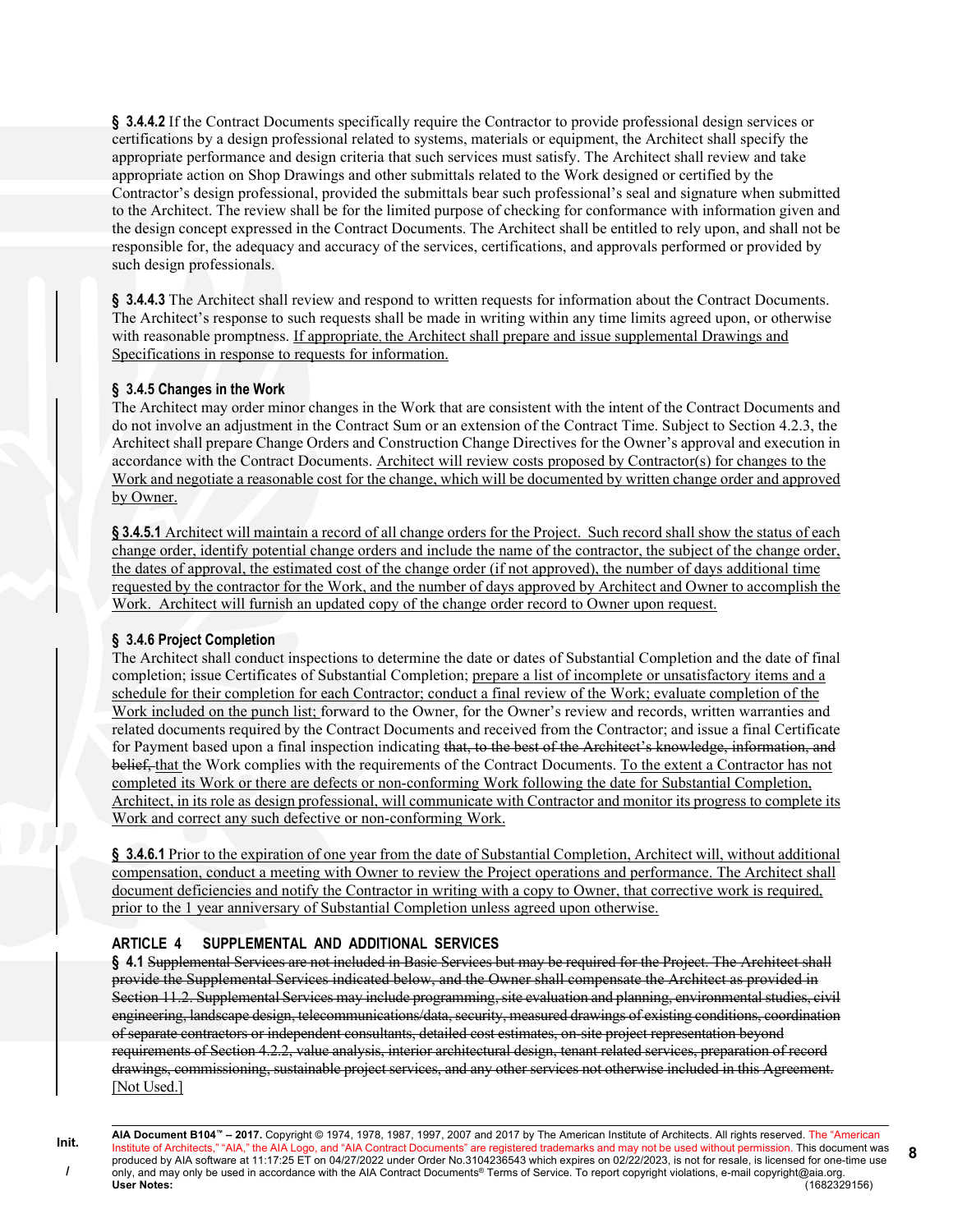**§ 3.4.4.2** If the Contract Documents specifically require the Contractor to provide professional design services or certifications by a design professional related to systems, materials or equipment, the Architect shall specify the appropriate performance and design criteria that such services must satisfy. The Architect shall review and take appropriate action on Shop Drawings and other submittals related to the Work designed or certified by the Contractor's design professional, provided the submittals bear such professional's seal and signature when submitted to the Architect. The review shall be for the limited purpose of checking for conformance with information given and the design concept expressed in the Contract Documents. The Architect shall be entitled to rely upon, and shall not be responsible for, the adequacy and accuracy of the services, certifications, and approvals performed or provided by such design professionals.

**§ 3.4.4.3** The Architect shall review and respond to written requests for information about the Contract Documents. The Architect's response to such requests shall be made in writing within any time limits agreed upon, or otherwise with reasonable promptness. <u>If appropriate, the Architect shall prepare and issue supplemental Drawings and Specifications in response to requests for information.</u>

### § 3.4.5 Changes in the Work

The Architect may order minor changes in the Work that are consistent with the intent of the Contract Documents and do not involve an adjustment in the Contract Sum or an extension of the Contract Time. Subject to Section 4.2.3, the Architect shall prepare Change Orders and Construction Change Directives for the Owner's approval and execution in accordance with the Contract Documents. <u>Architect will review costs proposed by Contractor(s) for changes to the Work and negotiate a reasonable cost for the change, which will be documented by written change order and approved by Owner.</u>

**§ 3.4.5.1** <u>Architect will maintain a record of all change orders for the Project. Such record shall show the status of each change order, identify potential change orders and include the name of the contractor, the subject of the change order, the dates of approval, the estimated cost of the change order (if not approved), the number of days additional time requested by the contractor for the Work, and the number of days approved by Architect and Owner to accomplish the Work. Architect will furnish an updated copy of the change order record to Owner upon request.</u>

### § 3.4.6 Project Completion

The Architect shall conduct inspections to determine the date or dates of Substantial Completion and the date of final completion; issue Certificates of Substantial Completion; <u>prepare a list of incomplete or unsatisfactory items and a schedule for their completion for each Contractor; conduct a final review of the Work; evaluate completion of the Work included on the punch list;</u> forward to the Owner, for the Owner's review and records, written warranties and related documents required by the Contract Documents and received from the Contractor; and issue a final Certificate for Payment based upon a final inspection indicating ~~that, to the best of the Architect's knowledge, information, and belief,~~ that the Work complies with the requirements of the Contract Documents. <u>To the extent a Contractor has not completed its Work or there are defects or non-conforming Work following the date for Substantial Completion, Architect, in its role as design professional, will communicate with Contractor and monitor its progress to complete its Work and correct any such defective or non-conforming Work.</u>

**§ 3.4.6.1** <u>Prior to the expiration of one year from the date of Substantial Completion, Architect will, without additional compensation, conduct a meeting with Owner to review the Project operations and performance. The Architect shall document deficiencies and notify the Contractor in writing with a copy to Owner, that corrective work is required, prior to the 1 year anniversary of Substantial Completion unless agreed upon otherwise.</u>

## ARTICLE 4 SUPPLEMENTAL AND ADDITIONAL SERVICES

**§ 4.1** ~~Supplemental Services are not included in Basic Services but may be required for the Project. The Architect shall provide the Supplemental Services indicated below, and the Owner shall compensate the Architect as provided in Section 11.2. Supplemental Services may include programming, site evaluation and planning, environmental studies, civil engineering, landscape design, telecommunications/data, security, measured drawings of existing conditions, coordination of separate contractors or independent consultants, detailed cost estimates, on-site project representation beyond requirements of Section 4.2.2, value analysis, interior architectural design, tenant related services, preparation of record drawings, commissioning, sustainable project services, and any other services not otherwise included in this Agreement.~~ <u>[Not Used.]</u>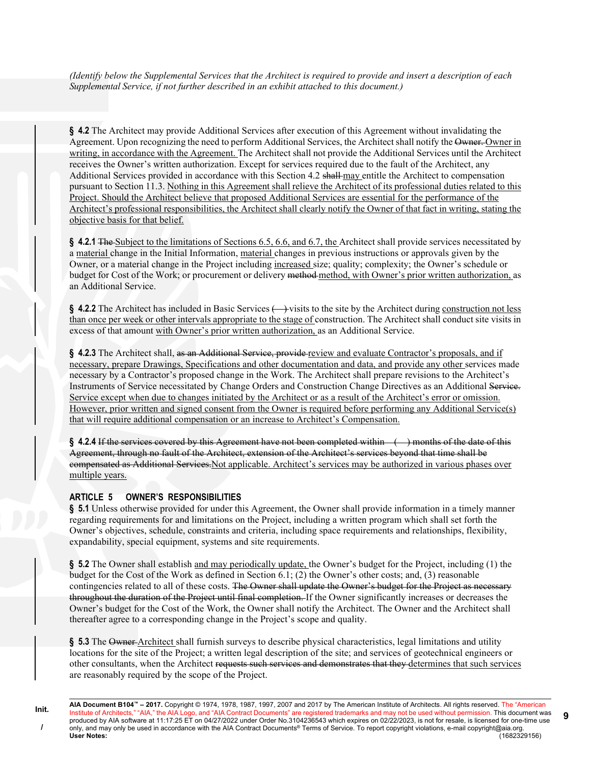*(Identify below the Supplemental Services that the Architect is required to provide and insert a description of each Supplemental Service, if not further described in an exhibit attached to this document.)*

**§ 4.2** The Architect may provide Additional Services after execution of this Agreement without invalidating the Agreement. Upon recognizing the need to perform Additional Services, the Architect shall notify the ~~Owner.~~ Owner in writing, in accordance with the Agreement. The Architect shall not provide the Additional Services until the Architect receives the Owner's written authorization. Except for services required due to the fault of the Architect, any Additional Services provided in accordance with this Section 4.2 ~~shall~~ may entitle the Architect to compensation pursuant to Section 11.3. Nothing in this Agreement shall relieve the Architect of its professional duties related to this Project. Should the Architect believe that proposed Additional Services are essential for the performance of the Architect's professional responsibilities, the Architect shall clearly notify the Owner of that fact in writing, stating the objective basis for that belief.

**§ 4.2.1** ~~The~~ Subject to the limitations of Sections 6.5, 6.6, and 6.7, the Architect shall provide services necessitated by a material change in the Initial Information, material changes in previous instructions or approvals given by the Owner, or a material change in the Project including increased size; quality; complexity; the Owner's schedule or budget for Cost of the Work; or procurement or delivery ~~method~~ method, with Owner's prior written authorization, as an Additional Service.

**§ 4.2.2** The Architect has included in Basic Services ~~( )~~ visits to the site by the Architect during construction not less than once per week or other intervals appropriate to the stage of construction. The Architect shall conduct site visits in excess of that amount with Owner's prior written authorization, as an Additional Service.

**§ 4.2.3** The Architect shall, ~~as an Additional Service, provide~~ review and evaluate Contractor's proposals, and if necessary, prepare Drawings, Specifications and other documentation and data, and provide any other services made necessary by a Contractor's proposed change in the Work. The Architect shall prepare revisions to the Architect's Instruments of Service necessitated by Change Orders and Construction Change Directives as an Additional ~~Service.~~ Service except when due to changes initiated by the Architect or as a result of the Architect's error or omission. However, prior written and signed consent from the Owner is required before performing any Additional Service(s) that will require additional compensation or an increase to Architect's Compensation.

**§ 4.2.4** ~~If the services covered by this Agreement have not been completed within ( ) months of the date of this Agreement, through no fault of the Architect, extension of the Architect's services beyond that time shall be compensated as Additional Services.~~ Not applicable. Architect's services may be authorized in various phases over multiple years.

## ARTICLE 5 OWNER'S RESPONSIBILITIES

**§ 5.1** Unless otherwise provided for under this Agreement, the Owner shall provide information in a timely manner regarding requirements for and limitations on the Project, including a written program which shall set forth the Owner's objectives, schedule, constraints and criteria, including space requirements and relationships, flexibility, expandability, special equipment, systems and site requirements.

**§ 5.2** The Owner shall establish and may periodically update, the Owner's budget for the Project, including (1) the budget for the Cost of the Work as defined in Section 6.1; (2) the Owner's other costs; and, (3) reasonable contingencies related to all of these costs. ~~The Owner shall update the Owner's budget for the Project as necessary throughout the duration of the Project until final completion.~~ If the Owner significantly increases or decreases the Owner's budget for the Cost of the Work, the Owner shall notify the Architect. The Owner and the Architect shall thereafter agree to a corresponding change in the Project's scope and quality.

**§ 5.3** The ~~Owner~~ Architect shall furnish surveys to describe physical characteristics, legal limitations and utility locations for the site of the Project; a written legal description of the site; and services of geotechnical engineers or other consultants, when the Architect ~~requests such services and demonstrates that they~~ determines that such services are reasonably required by the scope of the Project.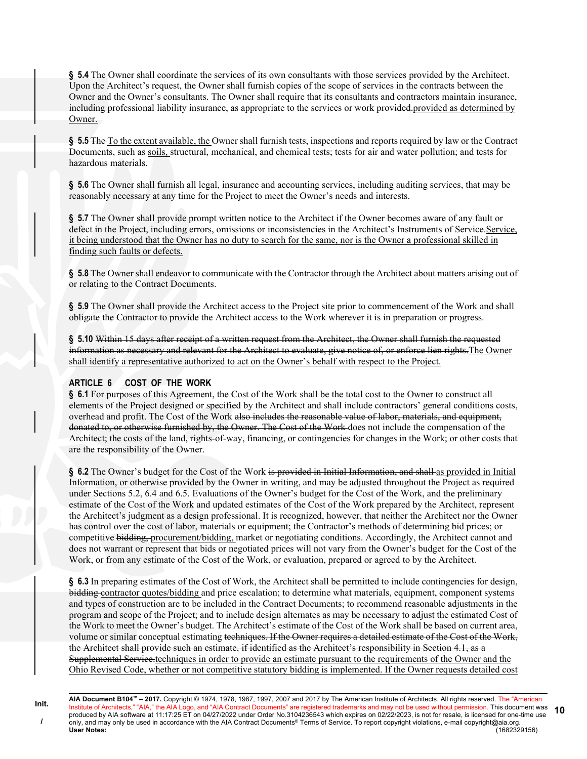**§ 5.4** The Owner shall coordinate the services of its own consultants with those services provided by the Architect. Upon the Architect's request, the Owner shall furnish copies of the scope of services in the contracts between the Owner and the Owner's consultants. The Owner shall require that its consultants and contractors maintain insurance, including professional liability insurance, as appropriate to the services or work ~~provided.~~provided as determined by Owner.

**§ 5.5** ~~The~~ To the extent available, the Owner shall furnish tests, inspections and reports required by law or the Contract Documents, such as soils, structural, mechanical, and chemical tests; tests for air and water pollution; and tests for hazardous materials.

**§ 5.6** The Owner shall furnish all legal, insurance and accounting services, including auditing services, that may be reasonably necessary at any time for the Project to meet the Owner's needs and interests.

**§ 5.7** The Owner shall provide prompt written notice to the Architect if the Owner becomes aware of any fault or defect in the Project, including errors, omissions or inconsistencies in the Architect's Instruments of ~~Service.~~Service, it being understood that the Owner has no duty to search for the same, nor is the Owner a professional skilled in finding such faults or defects.

**§ 5.8** The Owner shall endeavor to communicate with the Contractor through the Architect about matters arising out of or relating to the Contract Documents.

**§ 5.9** The Owner shall provide the Architect access to the Project site prior to commencement of the Work and shall obligate the Contractor to provide the Architect access to the Work wherever it is in preparation or progress.

**§ 5.10** ~~Within 15 days after receipt of a written request from the Architect, the Owner shall furnish the requested information as necessary and relevant for the Architect to evaluate, give notice of, or enforce lien rights.~~The Owner shall identify a representative authorized to act on the Owner's behalf with respect to the Project.

## ARTICLE 6 COST OF THE WORK

**§ 6.1** For purposes of this Agreement, the Cost of the Work shall be the total cost to the Owner to construct all elements of the Project designed or specified by the Architect and shall include contractors' general conditions costs, overhead and profit. The Cost of the Work ~~also includes the reasonable value of labor, materials, and equipment, donated to, or otherwise furnished by, the Owner. The Cost of the Work~~ does not include the compensation of the Architect; the costs of the land, rights-of-way, financing, or contingencies for changes in the Work; or other costs that are the responsibility of the Owner.

**§ 6.2** The Owner's budget for the Cost of the Work ~~is provided in Initial Information, and shall~~ as provided in Initial Information, or otherwise provided by the Owner in writing, and may be adjusted throughout the Project as required under Sections 5.2, 6.4 and 6.5. Evaluations of the Owner's budget for the Cost of the Work, and the preliminary estimate of the Cost of the Work and updated estimates of the Cost of the Work prepared by the Architect, represent the Architect's judgment as a design professional. It is recognized, however, that neither the Architect nor the Owner has control over the cost of labor, materials or equipment; the Contractor's methods of determining bid prices; or competitive ~~bidding,~~ procurement/bidding, market or negotiating conditions. Accordingly, the Architect cannot and does not warrant or represent that bids or negotiated prices will not vary from the Owner's budget for the Cost of the Work, or from any estimate of the Cost of the Work, or evaluation, prepared or agreed to by the Architect.

**§ 6.3** In preparing estimates of the Cost of Work, the Architect shall be permitted to include contingencies for design, ~~bidding~~ contractor quotes/bidding and price escalation; to determine what materials, equipment, component systems and types of construction are to be included in the Contract Documents; to recommend reasonable adjustments in the program and scope of the Project; and to include design alternates as may be necessary to adjust the estimated Cost of the Work to meet the Owner's budget. The Architect's estimate of the Cost of the Work shall be based on current area, volume or similar conceptual estimating ~~techniques. If the Owner requires a detailed estimate of the Cost of the Work, the Architect shall provide such an estimate, if identified as the Architect's responsibility in Section 4.1, as a Supplemental Service.~~techniques in order to provide an estimate pursuant to the requirements of the Owner and the Ohio Revised Code, whether or not competitive statutory bidding is implemented. If the Owner requests detailed cost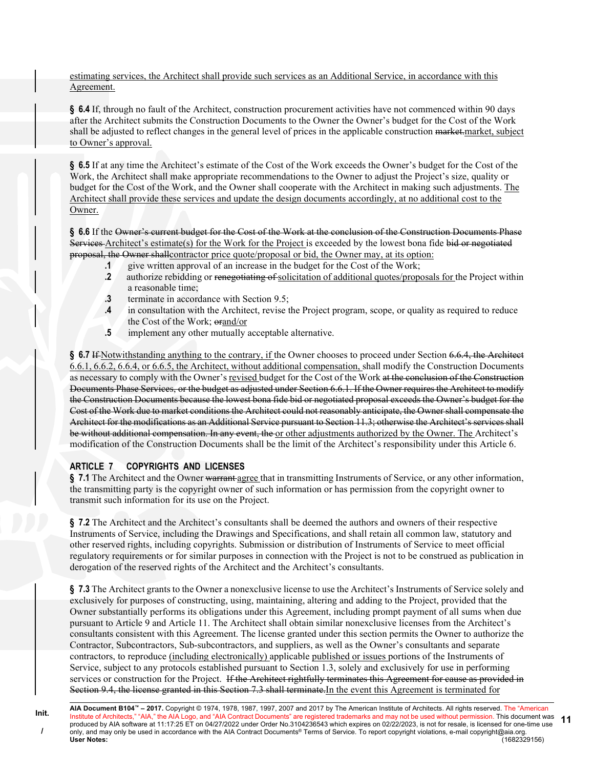estimating services, the Architect shall provide such services as an Additional Service, in accordance with this Agreement.

**§ 6.4** If, through no fault of the Architect, construction procurement activities have not commenced within 90 days after the Architect submits the Construction Documents to the Owner the Owner's budget for the Cost of the Work shall be adjusted to reflect changes in the general level of prices in the applicable construction ~~market.~~market, subject to Owner's approval.

**§ 6.5** If at any time the Architect's estimate of the Cost of the Work exceeds the Owner's budget for the Cost of the Work, the Architect shall make appropriate recommendations to the Owner to adjust the Project's size, quality or budget for the Cost of the Work, and the Owner shall cooperate with the Architect in making such adjustments. The Architect shall provide these services and update the design documents accordingly, at no additional cost to the Owner.

**§ 6.6** If the ~~Owner's current budget for the Cost of the Work at the conclusion of the Construction Documents Phase Services~~ Architect's estimate(s) for the Work for the Project is exceeded by the lowest bona fide ~~bid or negotiated proposal, the Owner shall~~contractor price quote/proposal or bid, the Owner may, at its option:

- **.1** give written approval of an increase in the budget for the Cost of the Work;
- **.2** authorize rebidding or ~~renegotiating of~~ solicitation of additional quotes/proposals for the Project within a reasonable time;
- **.3** terminate in accordance with Section 9.5;
- **.4** in consultation with the Architect, revise the Project program, scope, or quality as required to reduce the Cost of the Work; ~~or~~and/or
- **.5** implement any other mutually acceptable alternative.

**§ 6.7** ~~If~~ Notwithstanding anything to the contrary, if the Owner chooses to proceed under Section ~~6.6.4, the Architect~~ 6.6.1, 6.6.2, 6.6.4, or 6.6.5, the Architect, without additional compensation, shall modify the Construction Documents as necessary to comply with the Owner's revised budget for the Cost of the Work ~~at the conclusion of the Construction Documents Phase Services, or the budget as adjusted under Section 6.6.1. If the Owner requires the Architect to modify the Construction Documents because the lowest bona fide bid or negotiated proposal exceeds the Owner's budget for the Cost of the Work due to market conditions the Architect could not reasonably anticipate, the Owner shall compensate the Architect for the modifications as an Additional Service pursuant to Section 11.3; otherwise the Architect's services shall be without additional compensation. In any event, the~~ or other adjustments authorized by the Owner. The Architect's modification of the Construction Documents shall be the limit of the Architect's responsibility under this Article 6.

## ARTICLE 7 COPYRIGHTS AND LICENSES

**§ 7.1** The Architect and the Owner ~~warrant~~ agree that in transmitting Instruments of Service, or any other information, the transmitting party is the copyright owner of such information or has permission from the copyright owner to transmit such information for its use on the Project.

**§ 7.2** The Architect and the Architect's consultants shall be deemed the authors and owners of their respective Instruments of Service, including the Drawings and Specifications, and shall retain all common law, statutory and other reserved rights, including copyrights. Submission or distribution of Instruments of Service to meet official regulatory requirements or for similar purposes in connection with the Project is not to be construed as publication in derogation of the reserved rights of the Architect and the Architect's consultants.

**§ 7.3** The Architect grants to the Owner a nonexclusive license to use the Architect's Instruments of Service solely and exclusively for purposes of constructing, using, maintaining, altering and adding to the Project, provided that the Owner substantially performs its obligations under this Agreement, including prompt payment of all sums when due pursuant to Article 9 and Article 11. The Architect shall obtain similar nonexclusive licenses from the Architect's consultants consistent with this Agreement. The license granted under this section permits the Owner to authorize the Contractor, Subcontractors, Sub-subcontractors, and suppliers, as well as the Owner's consultants and separate contractors, to reproduce (including electronically) applicable published or issues portions of the Instruments of Service, subject to any protocols established pursuant to Section 1.3, solely and exclusively for use in performing services or construction for the Project. ~~If the Architect rightfully terminates this Agreement for cause as provided in Section 9.4, the license granted in this Section 7.3 shall terminate.~~In the event this Agreement is terminated for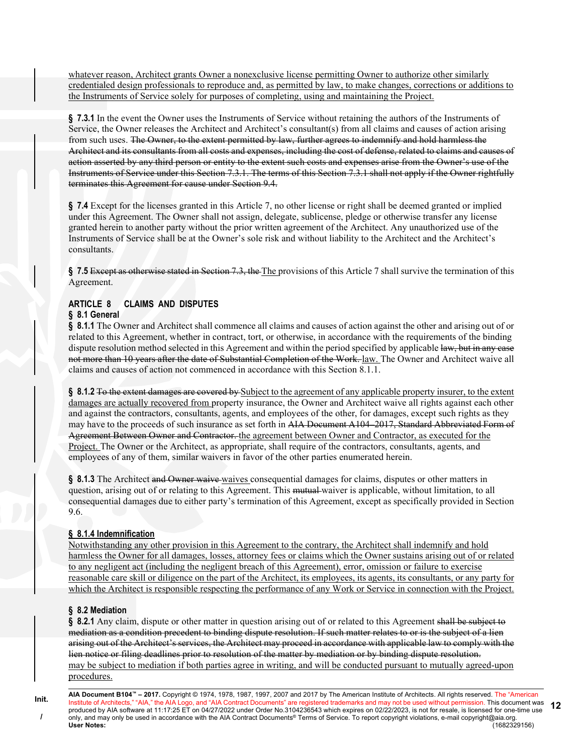whatever reason, Architect grants Owner a nonexclusive license permitting Owner to authorize other similarly credentialed design professionals to reproduce and, as permitted by law, to make changes, corrections or additions to the Instruments of Service solely for purposes of completing, using and maintaining the Project.

**§ 7.3.1** In the event the Owner uses the Instruments of Service without retaining the authors of the Instruments of Service, the Owner releases the Architect and Architect's consultant(s) from all claims and causes of action arising from such uses. ~~The Owner, to the extent permitted by law, further agrees to indemnify and hold harmless the Architect and its consultants from all costs and expenses, including the cost of defense, related to claims and causes of action asserted by any third person or entity to the extent such costs and expenses arise from the Owner's use of the Instruments of Service under this Section 7.3.1. The terms of this Section 7.3.1 shall not apply if the Owner rightfully terminates this Agreement for cause under Section 9.4.~~

**§ 7.4** Except for the licenses granted in this Article 7, no other license or right shall be deemed granted or implied under this Agreement. The Owner shall not assign, delegate, sublicense, pledge or otherwise transfer any license granted herein to another party without the prior written agreement of the Architect. Any unauthorized use of the Instruments of Service shall be at the Owner's sole risk and without liability to the Architect and the Architect's consultants.

**§ 7.5** ~~Except as otherwise stated in Section 7.3, the~~ The provisions of this Article 7 shall survive the termination of this Agreement.

## ARTICLE 8 CLAIMS AND DISPUTES

### § 8.1 General

**§ 8.1.1** The Owner and Architect shall commence all claims and causes of action against the other and arising out of or related to this Agreement, whether in contract, tort, or otherwise, in accordance with the requirements of the binding dispute resolution method selected in this Agreement and within the period specified by applicable ~~law, but in any case not more than 10 years after the date of Substantial Completion of the Work.~~ law. The Owner and Architect waive all claims and causes of action not commenced in accordance with this Section 8.1.1.

**§ 8.1.2** ~~To the extent damages are covered by~~ Subject to the agreement of any applicable property insurer, to the extent damages are actually recovered from property insurance, the Owner and Architect waive all rights against each other and against the contractors, consultants, agents, and employees of the other, for damages, except such rights as they may have to the proceeds of such insurance as set forth in ~~AIA Document A104–2017, Standard Abbreviated Form of Agreement Between Owner and Contractor.~~ the agreement between Owner and Contractor, as executed for the Project. The Owner or the Architect, as appropriate, shall require of the contractors, consultants, agents, and employees of any of them, similar waivers in favor of the other parties enumerated herein.

**§ 8.1.3** The Architect ~~and Owner waive~~ waives consequential damages for claims, disputes or other matters in question, arising out of or relating to this Agreement. This ~~mutual~~ waiver is applicable, without limitation, to all consequential damages due to either party's termination of this Agreement, except as specifically provided in Section 9.6.

### § 8.1.4 Indemnification

Notwithstanding any other provision in this Agreement to the contrary, the Architect shall indemnify and hold harmless the Owner for all damages, losses, attorney fees or claims which the Owner sustains arising out of or related to any negligent act (including the negligent breach of this Agreement), error, omission or failure to exercise reasonable care skill or diligence on the part of the Architect, its employees, its agents, its consultants, or any party for which the Architect is responsible respecting the performance of any Work or Service in connection with the Project.

### § 8.2 Mediation

**§ 8.2.1** Any claim, dispute or other matter in question arising out of or related to this Agreement ~~shall be subject to mediation as a condition precedent to binding dispute resolution. If such matter relates to or is the subject of a lien arising out of the Architect's services, the Architect may proceed in accordance with applicable law to comply with the lien notice or filing deadlines prior to resolution of the matter by mediation or by binding dispute resolution.~~ may be subject to mediation if both parties agree in writing, and will be conducted pursuant to mutually agreed-upon procedures.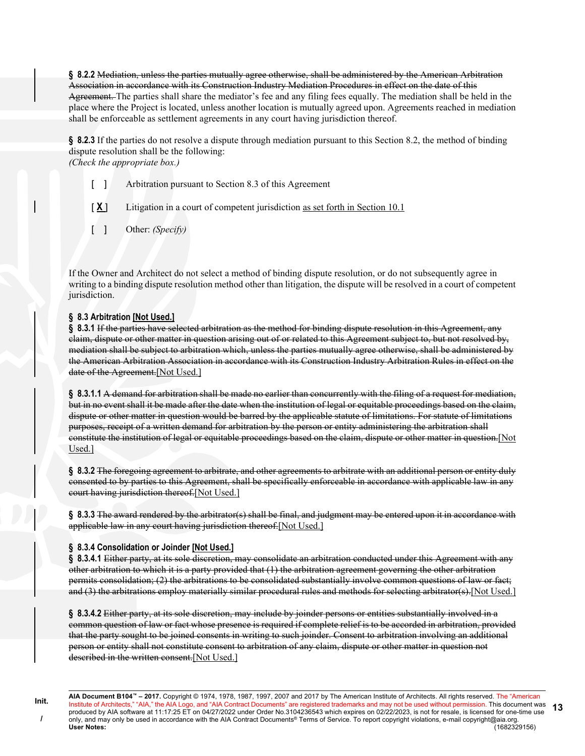**§ 8.2.2** ~~Mediation, unless the parties mutually agree otherwise, shall be administered by the American Arbitration Association in accordance with its Construction Industry Mediation Procedures in effect on the date of this Agreement.~~ The parties shall share the mediator's fee and any filing fees equally. The mediation shall be held in the place where the Project is located, unless another location is mutually agreed upon. Agreements reached in mediation shall be enforceable as settlement agreements in any court having jurisdiction thereof.

**§ 8.2.3** If the parties do not resolve a dispute through mediation pursuant to this Section 8.2, the method of binding dispute resolution shall be the following:
*(Check the appropriate box.)*

[ ] Arbitration pursuant to Section 8.3 of this Agreement

[ **X** ] Litigation in a court of competent jurisdiction as set forth in Section 10.1

[ ] Other: *(Specify)*

If the Owner and Architect do not select a method of binding dispute resolution, or do not subsequently agree in writing to a binding dispute resolution method other than litigation, the dispute will be resolved in a court of competent jurisdiction.

**§ 8.3 Arbitration [Not Used.]**

**§ 8.3.1** ~~If the parties have selected arbitration as the method for binding dispute resolution in this Agreement, any claim, dispute or other matter in question arising out of or related to this Agreement subject to, but not resolved by, mediation shall be subject to arbitration which, unless the parties mutually agree otherwise, shall be administered by the American Arbitration Association in accordance with its Construction Industry Arbitration Rules in effect on the date of the Agreement.~~[Not Used.]

**§ 8.3.1.1** ~~A demand for arbitration shall be made no earlier than concurrently with the filing of a request for mediation, but in no event shall it be made after the date when the institution of legal or equitable proceedings based on the claim, dispute or other matter in question would be barred by the applicable statute of limitations. For statute of limitations purposes, receipt of a written demand for arbitration by the person or entity administering the arbitration shall constitute the institution of legal or equitable proceedings based on the claim, dispute or other matter in question.~~[Not Used.]

**§ 8.3.2** ~~The foregoing agreement to arbitrate, and other agreements to arbitrate with an additional person or entity duly consented to by parties to this Agreement, shall be specifically enforceable in accordance with applicable law in any court having jurisdiction thereof.~~[Not Used.]

**§ 8.3.3** ~~The award rendered by the arbitrator(s) shall be final, and judgment may be entered upon it in accordance with applicable law in any court having jurisdiction thereof.~~[Not Used.]

**§ 8.3.4 Consolidation or Joinder [Not Used.]**

**§ 8.3.4.1** ~~Either party, at its sole discretion, may consolidate an arbitration conducted under this Agreement with any other arbitration to which it is a party provided that (1) the arbitration agreement governing the other arbitration permits consolidation; (2) the arbitrations to be consolidated substantially involve common questions of law or fact; and (3) the arbitrations employ materially similar procedural rules and methods for selecting arbitrator(s).~~[Not Used.]

**§ 8.3.4.2** ~~Either party, at its sole discretion, may include by joinder persons or entities substantially involved in a common question of law or fact whose presence is required if complete relief is to be accorded in arbitration, provided that the party sought to be joined consents in writing to such joinder. Consent to arbitration involving an additional person or entity shall not constitute consent to arbitration of any claim, dispute or other matter in question not described in the written consent.~~[Not Used.]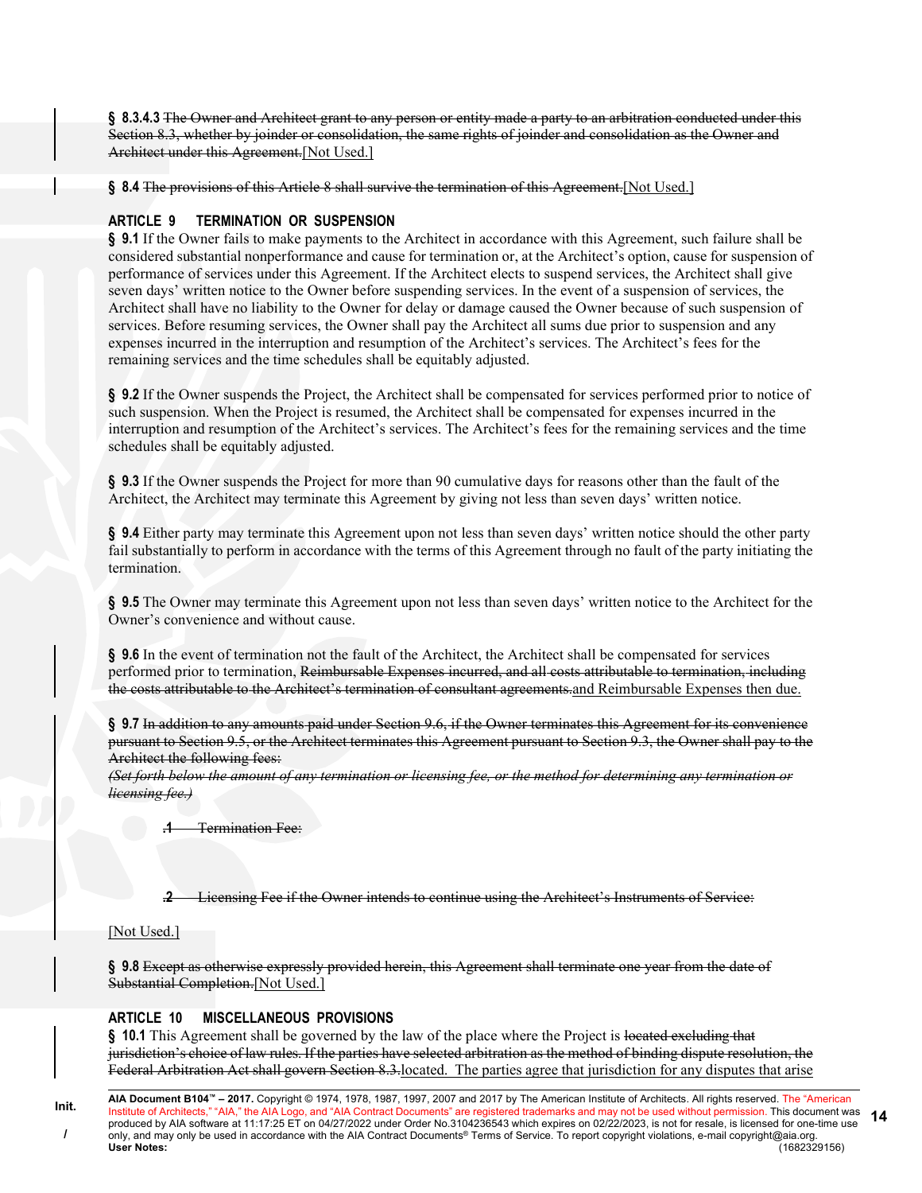**§ 8.3.4.3** ~~The Owner and Architect grant to any person or entity made a party to an arbitration conducted under this Section 8.3, whether by joinder or consolidation, the same rights of joinder and consolidation as the Owner and Architect under this Agreement.~~[Not Used.]

**§ 8.4** ~~The provisions of this Article 8 shall survive the termination of this Agreement.~~[Not Used.]

## ARTICLE 9 TERMINATION OR SUSPENSION

**§ 9.1** If the Owner fails to make payments to the Architect in accordance with this Agreement, such failure shall be considered substantial nonperformance and cause for termination or, at the Architect's option, cause for suspension of performance of services under this Agreement. If the Architect elects to suspend services, the Architect shall give seven days' written notice to the Owner before suspending services. In the event of a suspension of services, the Architect shall have no liability to the Owner for delay or damage caused the Owner because of such suspension of services. Before resuming services, the Owner shall pay the Architect all sums due prior to suspension and any expenses incurred in the interruption and resumption of the Architect's services. The Architect's fees for the remaining services and the time schedules shall be equitably adjusted.

**§ 9.2** If the Owner suspends the Project, the Architect shall be compensated for services performed prior to notice of such suspension. When the Project is resumed, the Architect shall be compensated for expenses incurred in the interruption and resumption of the Architect's services. The Architect's fees for the remaining services and the time schedules shall be equitably adjusted.

**§ 9.3** If the Owner suspends the Project for more than 90 cumulative days for reasons other than the fault of the Architect, the Architect may terminate this Agreement by giving not less than seven days' written notice.

**§ 9.4** Either party may terminate this Agreement upon not less than seven days' written notice should the other party fail substantially to perform in accordance with the terms of this Agreement through no fault of the party initiating the termination.

**§ 9.5** The Owner may terminate this Agreement upon not less than seven days' written notice to the Architect for the Owner's convenience and without cause.

**§ 9.6** In the event of termination not the fault of the Architect, the Architect shall be compensated for services performed prior to termination, ~~Reimbursable Expenses incurred, and all costs attributable to termination, including the costs attributable to the Architect's termination of consultant agreements.~~and Reimbursable Expenses then due.

**§ 9.7** ~~In addition to any amounts paid under Section 9.6, if the Owner terminates this Agreement for its convenience pursuant to Section 9.5, or the Architect terminates this Agreement pursuant to Section 9.3, the Owner shall pay to the Architect the following fees:~~
~~*(Set forth below the amount of any termination or licensing fee, or the method for determining any termination or licensing fee.)*~~

~~.1 Termination Fee:~~

~~.2 Licensing Fee if the Owner intends to continue using the Architect's Instruments of Service:~~

[Not Used.]

**§ 9.8** ~~Except as otherwise expressly provided herein, this Agreement shall terminate one year from the date of Substantial Completion.~~[Not Used.]

## ARTICLE 10 MISCELLANEOUS PROVISIONS

**§ 10.1** This Agreement shall be governed by the law of the place where the Project is ~~located excluding that jurisdiction's choice of law rules. If the parties have selected arbitration as the method of binding dispute resolution, the Federal Arbitration Act shall govern Section 8.3.~~located. The parties agree that jurisdiction for any disputes that arise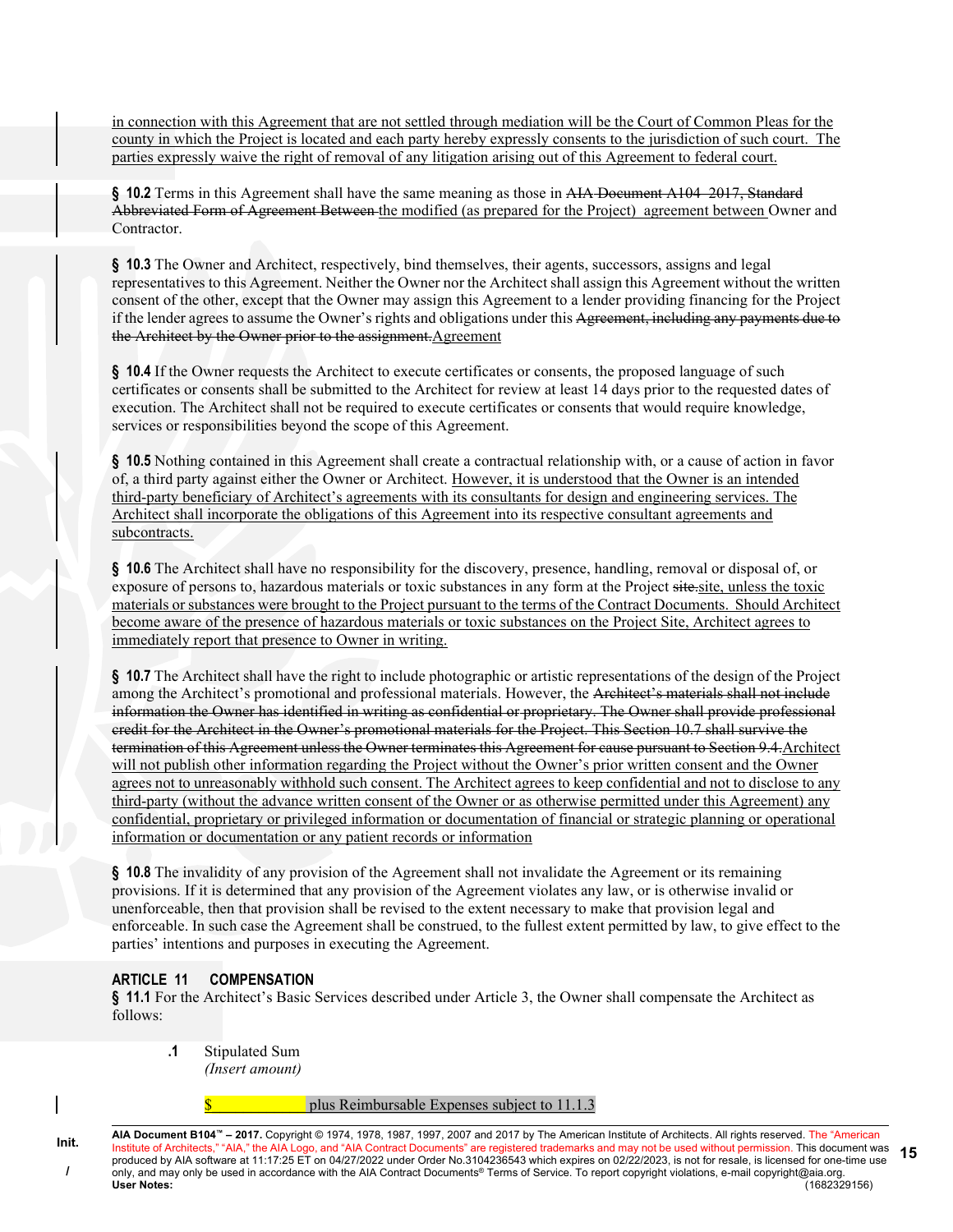in connection with this Agreement that are not settled through mediation will be the Court of Common Pleas for the county in which the Project is located and each party hereby expressly consents to the jurisdiction of such court. The parties expressly waive the right of removal of any litigation arising out of this Agreement to federal court.

**§ 10.2** Terms in this Agreement shall have the same meaning as those in ~~AIA Document A104–2017, Standard Abbreviated Form of Agreement Between~~ the modified (as prepared for the Project) agreement between Owner and Contractor.

**§ 10.3** The Owner and Architect, respectively, bind themselves, their agents, successors, assigns and legal representatives to this Agreement. Neither the Owner nor the Architect shall assign this Agreement without the written consent of the other, except that the Owner may assign this Agreement to a lender providing financing for the Project if the lender agrees to assume the Owner's rights and obligations under this ~~Agreement, including any payments due to the Architect by the Owner prior to the assignment.~~Agreement

**§ 10.4** If the Owner requests the Architect to execute certificates or consents, the proposed language of such certificates or consents shall be submitted to the Architect for review at least 14 days prior to the requested dates of execution. The Architect shall not be required to execute certificates or consents that would require knowledge, services or responsibilities beyond the scope of this Agreement.

**§ 10.5** Nothing contained in this Agreement shall create a contractual relationship with, or a cause of action in favor of, a third party against either the Owner or Architect. However, it is understood that the Owner is an intended third-party beneficiary of Architect's agreements with its consultants for design and engineering services. The Architect shall incorporate the obligations of this Agreement into its respective consultant agreements and subcontracts.

**§ 10.6** The Architect shall have no responsibility for the discovery, presence, handling, removal or disposal of, or exposure of persons to, hazardous materials or toxic substances in any form at the Project ~~site.~~site, unless the toxic materials or substances were brought to the Project pursuant to the terms of the Contract Documents. Should Architect become aware of the presence of hazardous materials or toxic substances on the Project Site, Architect agrees to immediately report that presence to Owner in writing.

**§ 10.7** The Architect shall have the right to include photographic or artistic representations of the design of the Project among the Architect's promotional and professional materials. However, the ~~Architect's materials shall not include information the Owner has identified in writing as confidential or proprietary. The Owner shall provide professional credit for the Architect in the Owner's promotional materials for the Project. This Section 10.7 shall survive the termination of this Agreement unless the Owner terminates this Agreement for cause pursuant to Section 9.4.~~Architect will not publish other information regarding the Project without the Owner's prior written consent and the Owner agrees not to unreasonably withhold such consent. The Architect agrees to keep confidential and not to disclose to any third-party (without the advance written consent of the Owner or as otherwise permitted under this Agreement) any confidential, proprietary or privileged information or documentation of financial or strategic planning or operational information or documentation or any patient records or information

**§ 10.8** The invalidity of any provision of the Agreement shall not invalidate the Agreement or its remaining provisions. If it is determined that any provision of the Agreement violates any law, or is otherwise invalid or unenforceable, then that provision shall be revised to the extent necessary to make that provision legal and enforceable. In such case the Agreement shall be construed, to the fullest extent permitted by law, to give effect to the parties' intentions and purposes in executing the Agreement.

## ARTICLE 11 COMPENSATION

**§ 11.1** For the Architect's Basic Services described under Article 3, the Owner shall compensate the Architect as follows:

**.1** Stipulated Sum
*(Insert amount)*

$ plus Reimbursable Expenses subject to 11.1.3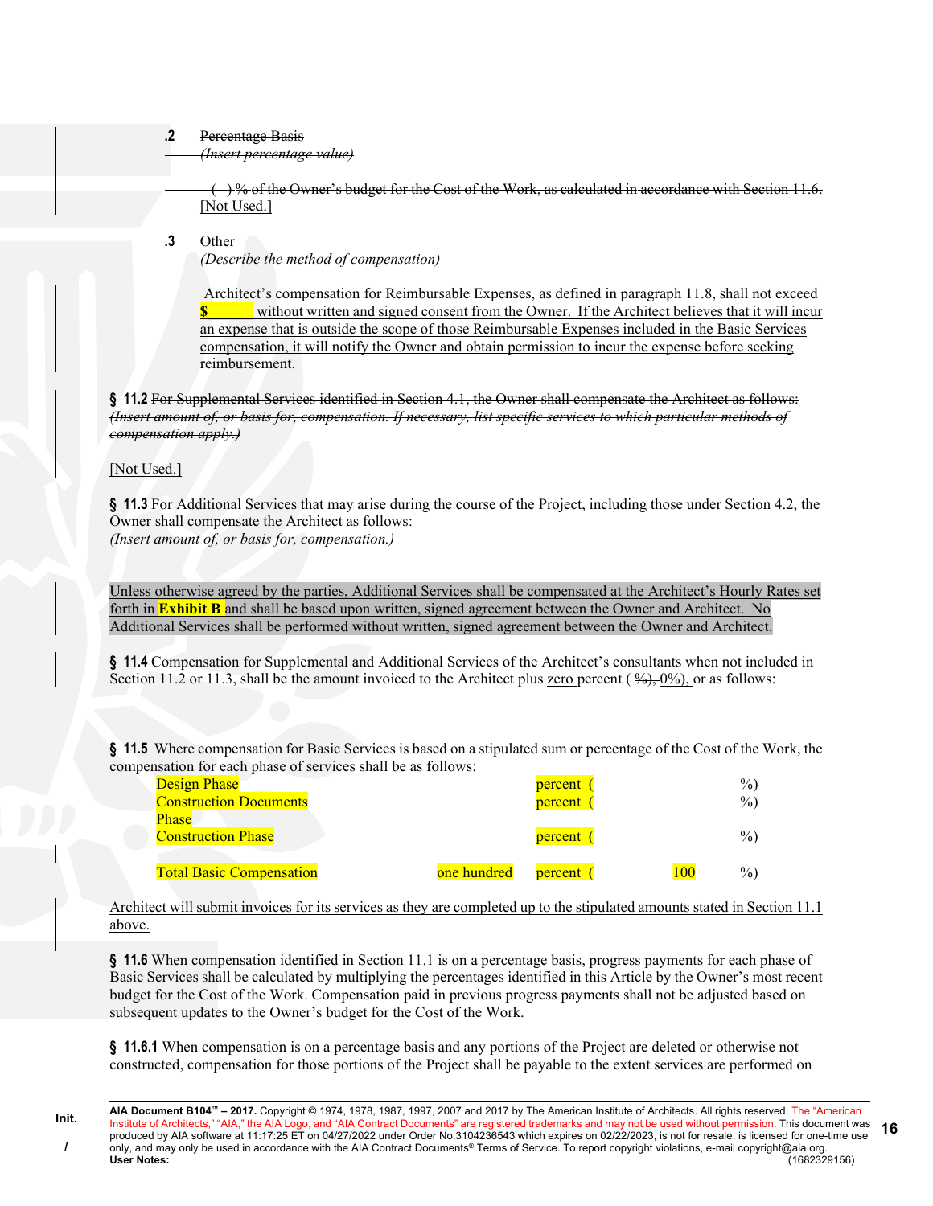**.2** ~~Percentage Basis~~
~~*(Insert percentage value)*~~

~~( ) % of the Owner's budget for the Cost of the Work, as calculated in accordance with Section 11.6.~~ [Not Used.]

**.3** Other
*(Describe the method of compensation)*

Architect's compensation for Reimbursable Expenses, as defined in paragraph 11.8, shall not exceed **$** without written and signed consent from the Owner. If the Architect believes that it will incur an expense that is outside the scope of those Reimbursable Expenses included in the Basic Services compensation, it will notify the Owner and obtain permission to incur the expense before seeking reimbursement.

**§ 11.2** ~~For Supplemental Services identified in Section 4.1, the Owner shall compensate the Architect as follows:~~ ~~*(Insert amount of, or basis for, compensation. If necessary, list specific services to which particular methods of compensation apply.)*~~

[Not Used.]

**§ 11.3** For Additional Services that may arise during the course of the Project, including those under Section 4.2, the Owner shall compensate the Architect as follows:
*(Insert amount of, or basis for, compensation.)*

Unless otherwise agreed by the parties, Additional Services shall be compensated at the Architect's Hourly Rates set forth in **Exhibit B** and shall be based upon written, signed agreement between the Owner and Architect. No Additional Services shall be performed without written, signed agreement between the Owner and Architect.

**§ 11.4** Compensation for Supplemental and Additional Services of the Architect's consultants when not included in Section 11.2 or 11.3, shall be the amount invoiced to the Architect plus zero percent ( ~~%),~~ 0%), or as follows:

**§ 11.5** Where compensation for Basic Services is based on a stipulated sum or percentage of the Cost of the Work, the compensation for each phase of services shall be as follows:

| | | | | |
|---|---|---|---|---|
| Design Phase | | percent ( | | %) |
| Construction Documents Phase | | percent ( | | %) |
| Construction Phase | | percent ( | | %) |
| Total Basic Compensation | one hundred | percent ( | 100 | %) |

Architect will submit invoices for its services as they are completed up to the stipulated amounts stated in Section 11.1 above.

**§ 11.6** When compensation identified in Section 11.1 is on a percentage basis, progress payments for each phase of Basic Services shall be calculated by multiplying the percentages identified in this Article by the Owner's most recent budget for the Cost of the Work. Compensation paid in previous progress payments shall not be adjusted based on subsequent updates to the Owner's budget for the Cost of the Work.

**§ 11.6.1** When compensation is on a percentage basis and any portions of the Project are deleted or otherwise not constructed, compensation for those portions of the Project shall be payable to the extent services are performed on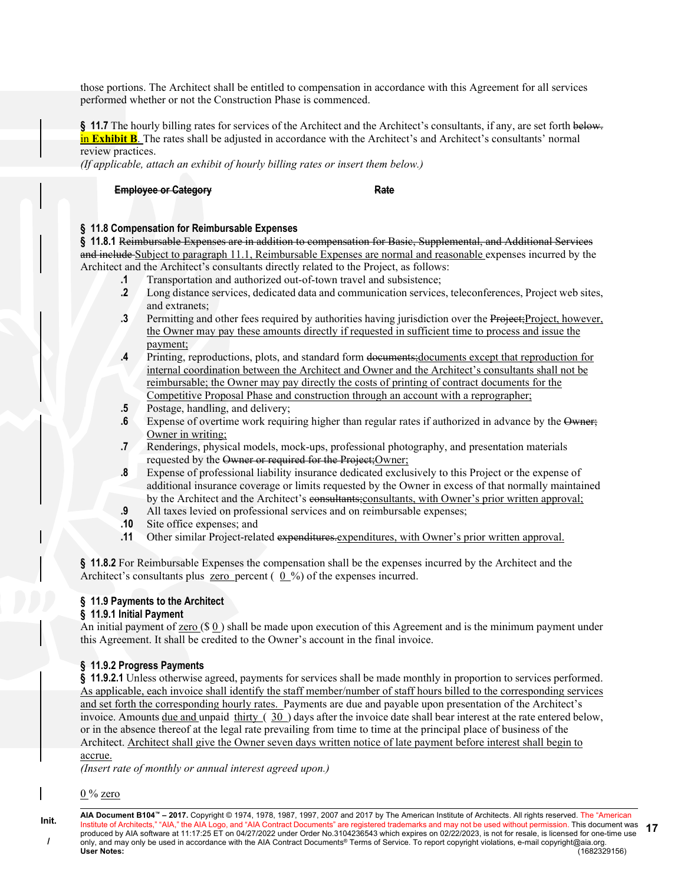those portions. The Architect shall be entitled to compensation in accordance with this Agreement for all services performed whether or not the Construction Phase is commenced.

**§ 11.7** The hourly billing rates for services of the Architect and the Architect's consultants, if any, are set forth ~~below.~~ in **Exhibit B**. The rates shall be adjusted in accordance with the Architect's and Architect's consultants' normal review practices.
*(If applicable, attach an exhibit of hourly billing rates or insert them below.)*

| ~~**Employee or Category**~~ | ~~**Rate**~~ |
|---|---|

### § 11.8 Compensation for Reimbursable Expenses

**§ 11.8.1** ~~Reimbursable Expenses are in addition to compensation for Basic, Supplemental, and Additional Services and include~~ Subject to paragraph 11.1, Reimbursable Expenses are normal and reasonable expenses incurred by the Architect and the Architect's consultants directly related to the Project, as follows:

- **.1** Transportation and authorized out-of-town travel and subsistence;
- **.2** Long distance services, dedicated data and communication services, teleconferences, Project web sites, and extranets;
- **.3** Permitting and other fees required by authorities having jurisdiction over the ~~Project;~~Project, however, the Owner may pay these amounts directly if requested in sufficient time to process and issue the payment;
- **.4** Printing, reproductions, plots, and standard form ~~documents;~~documents except that reproduction for internal coordination between the Architect and Owner and the Architect's consultants shall not be reimbursable; the Owner may pay directly the costs of printing of contract documents for the Competitive Proposal Phase and construction through an account with a reprographer;
- **.5** Postage, handling, and delivery;
- **.6** Expense of overtime work requiring higher than regular rates if authorized in advance by the ~~Owner;~~ Owner in writing;
- **.7** Renderings, physical models, mock-ups, professional photography, and presentation materials requested by the ~~Owner or required for the Project;~~Owner;
- **.8** Expense of professional liability insurance dedicated exclusively to this Project or the expense of additional insurance coverage or limits requested by the Owner in excess of that normally maintained by the Architect and the Architect's ~~consultants;~~consultants, with Owner's prior written approval;
- **.9** All taxes levied on professional services and on reimbursable expenses;
- **.10** Site office expenses; and
- **.11** Other similar Project-related ~~expenditures.~~expenditures, with Owner's prior written approval.

**§ 11.8.2** For Reimbursable Expenses the compensation shall be the expenses incurred by the Architect and the Architect's consultants plus zero percent ( 0 %) of the expenses incurred.

### § 11.9 Payments to the Architect

#### § 11.9.1 Initial Payment

An initial payment of zero ($ 0 ) shall be made upon execution of this Agreement and is the minimum payment under this Agreement. It shall be credited to the Owner's account in the final invoice.

#### § 11.9.2 Progress Payments

**§ 11.9.2.1** Unless otherwise agreed, payments for services shall be made monthly in proportion to services performed. As applicable, each invoice shall identify the staff member/number of staff hours billed to the corresponding services and set forth the corresponding hourly rates. Payments are due and payable upon presentation of the Architect's invoice. Amounts due and unpaid thirty ( 30 ) days after the invoice date shall bear interest at the rate entered below, or in the absence thereof at the legal rate prevailing from time to time at the principal place of business of the Architect. Architect shall give the Owner seven days written notice of late payment before interest shall begin to accrue.
*(Insert rate of monthly or annual interest agreed upon.)*

0 % zero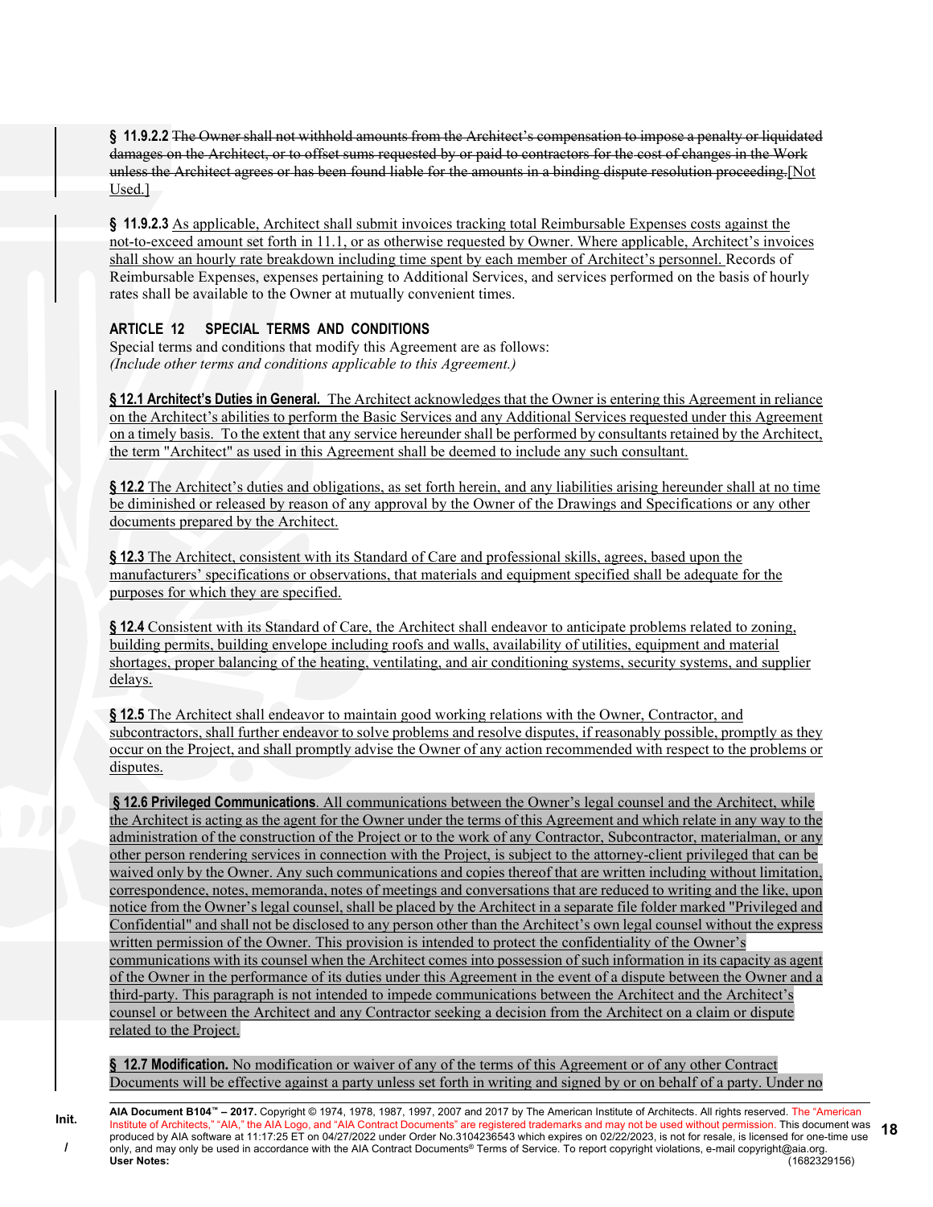**§ 11.9.2.2** ~~The Owner shall not withhold amounts from the Architect's compensation to impose a penalty or liquidated damages on the Architect, or to offset sums requested by or paid to contractors for the cost of changes in the Work unless the Architect agrees or has been found liable for the amounts in a binding dispute resolution proceeding.~~[Not Used.]

**§ 11.9.2.3** As applicable, Architect shall submit invoices tracking total Reimbursable Expenses costs against the not-to-exceed amount set forth in 11.1, or as otherwise requested by Owner. Where applicable, Architect's invoices shall show an hourly rate breakdown including time spent by each member of Architect's personnel. Records of Reimbursable Expenses, expenses pertaining to Additional Services, and services performed on the basis of hourly rates shall be available to the Owner at mutually convenient times.

## ARTICLE 12 SPECIAL TERMS AND CONDITIONS

Special terms and conditions that modify this Agreement are as follows:
*(Include other terms and conditions applicable to this Agreement.)*

**§ 12.1 Architect's Duties in General.** The Architect acknowledges that the Owner is entering this Agreement in reliance on the Architect's abilities to perform the Basic Services and any Additional Services requested under this Agreement on a timely basis. To the extent that any service hereunder shall be performed by consultants retained by the Architect, the term "Architect" as used in this Agreement shall be deemed to include any such consultant.

**§ 12.2** The Architect's duties and obligations, as set forth herein, and any liabilities arising hereunder shall at no time be diminished or released by reason of any approval by the Owner of the Drawings and Specifications or any other documents prepared by the Architect.

**§ 12.3** The Architect, consistent with its Standard of Care and professional skills, agrees, based upon the manufacturers' specifications or observations, that materials and equipment specified shall be adequate for the purposes for which they are specified.

**§ 12.4** Consistent with its Standard of Care, the Architect shall endeavor to anticipate problems related to zoning, building permits, building envelope including roofs and walls, availability of utilities, equipment and material shortages, proper balancing of the heating, ventilating, and air conditioning systems, security systems, and supplier delays.

**§ 12.5** The Architect shall endeavor to maintain good working relations with the Owner, Contractor, and subcontractors, shall further endeavor to solve problems and resolve disputes, if reasonably possible, promptly as they occur on the Project, and shall promptly advise the Owner of any action recommended with respect to the problems or disputes.

**§ 12.6 Privileged Communications**. All communications between the Owner's legal counsel and the Architect, while the Architect is acting as the agent for the Owner under the terms of this Agreement and which relate in any way to the administration of the construction of the Project or to the work of any Contractor, Subcontractor, materialman, or any other person rendering services in connection with the Project, is subject to the attorney-client privileged that can be waived only by the Owner. Any such communications and copies thereof that are written including without limitation, correspondence, notes, memoranda, notes of meetings and conversations that are reduced to writing and the like, upon notice from the Owner's legal counsel, shall be placed by the Architect in a separate file folder marked "Privileged and Confidential" and shall not be disclosed to any person other than the Architect's own legal counsel without the express written permission of the Owner. This provision is intended to protect the confidentiality of the Owner's communications with its counsel when the Architect comes into possession of such information in its capacity as agent of the Owner in the performance of its duties under this Agreement in the event of a dispute between the Owner and a third-party. This paragraph is not intended to impede communications between the Architect and the Architect's counsel or between the Architect and any Contractor seeking a decision from the Architect on a claim or dispute related to the Project.

**§ 12.7 Modification.** No modification or waiver of any of the terms of this Agreement or of any other Contract Documents will be effective against a party unless set forth in writing and signed by or on behalf of a party. Under no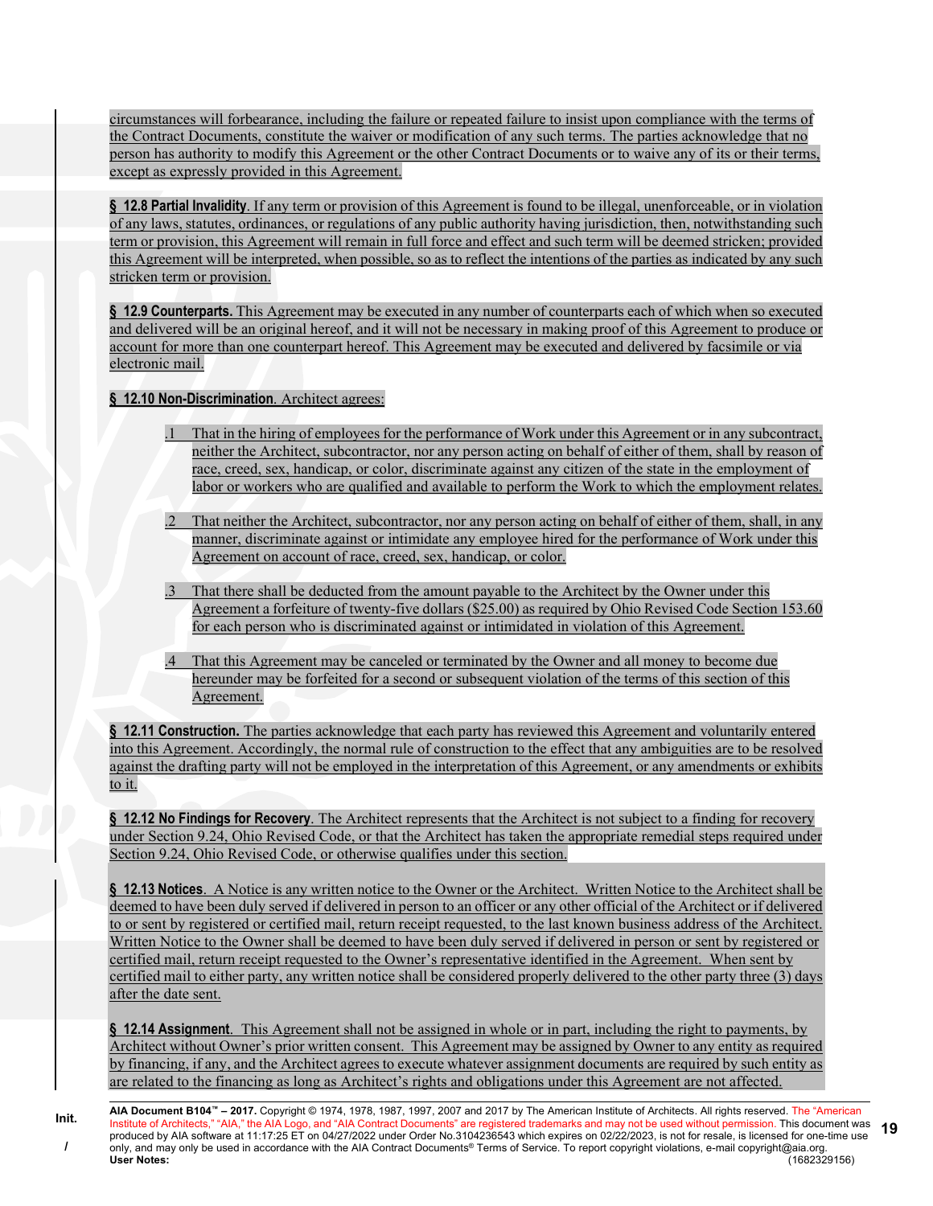circumstances will forbearance, including the failure or repeated failure to insist upon compliance with the terms of the Contract Documents, constitute the waiver or modification of any such terms. The parties acknowledge that no person has authority to modify this Agreement or the other Contract Documents or to waive any of its or their terms, except as expressly provided in this Agreement.

**§ 12.8 Partial Invalidity**. If any term or provision of this Agreement is found to be illegal, unenforceable, or in violation of any laws, statutes, ordinances, or regulations of any public authority having jurisdiction, then, notwithstanding such term or provision, this Agreement will remain in full force and effect and such term will be deemed stricken; provided this Agreement will be interpreted, when possible, so as to reflect the intentions of the parties as indicated by any such stricken term or provision.

**§ 12.9 Counterparts.** This Agreement may be executed in any number of counterparts each of which when so executed and delivered will be an original hereof, and it will not be necessary in making proof of this Agreement to produce or account for more than one counterpart hereof. This Agreement may be executed and delivered by facsimile or via electronic mail.

**§ 12.10 Non-Discrimination**. Architect agrees:

.1 That in the hiring of employees for the performance of Work under this Agreement or in any subcontract, neither the Architect, subcontractor, nor any person acting on behalf of either of them, shall by reason of race, creed, sex, handicap, or color, discriminate against any citizen of the state in the employment of labor or workers who are qualified and available to perform the Work to which the employment relates.

.2 That neither the Architect, subcontractor, nor any person acting on behalf of either of them, shall, in any manner, discriminate against or intimidate any employee hired for the performance of Work under this Agreement on account of race, creed, sex, handicap, or color.

.3 That there shall be deducted from the amount payable to the Architect by the Owner under this Agreement a forfeiture of twenty-five dollars ($25.00) as required by Ohio Revised Code Section 153.60 for each person who is discriminated against or intimidated in violation of this Agreement.

.4 That this Agreement may be canceled or terminated by the Owner and all money to become due hereunder may be forfeited for a second or subsequent violation of the terms of this section of this Agreement.

**§ 12.11 Construction.** The parties acknowledge that each party has reviewed this Agreement and voluntarily entered into this Agreement. Accordingly, the normal rule of construction to the effect that any ambiguities are to be resolved against the drafting party will not be employed in the interpretation of this Agreement, or any amendments or exhibits to it.

**§ 12.12 No Findings for Recovery**. The Architect represents that the Architect is not subject to a finding for recovery under Section 9.24, Ohio Revised Code, or that the Architect has taken the appropriate remedial steps required under Section 9.24, Ohio Revised Code, or otherwise qualifies under this section.

**§ 12.13 Notices**. A Notice is any written notice to the Owner or the Architect. Written Notice to the Architect shall be deemed to have been duly served if delivered in person to an officer or any other official of the Architect or if delivered to or sent by registered or certified mail, return receipt requested, to the last known business address of the Architect. Written Notice to the Owner shall be deemed to have been duly served if delivered in person or sent by registered or certified mail, return receipt requested to the Owner's representative identified in the Agreement. When sent by certified mail to either party, any written notice shall be considered properly delivered to the other party three (3) days after the date sent.

**§ 12.14 Assignment**. This Agreement shall not be assigned in whole or in part, including the right to payments, by Architect without Owner's prior written consent. This Agreement may be assigned by Owner to any entity as required by financing, if any, and the Architect agrees to execute whatever assignment documents are required by such entity as are related to the financing as long as Architect's rights and obligations under this Agreement are not affected.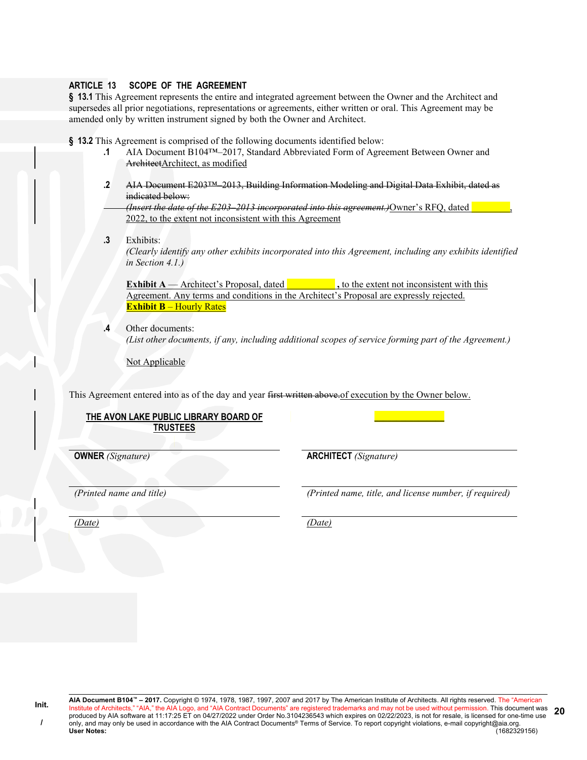## ARTICLE 13 SCOPE OF THE AGREEMENT

**§ 13.1** This Agreement represents the entire and integrated agreement between the Owner and the Architect and supersedes all prior negotiations, representations or agreements, either written or oral. This Agreement may be amended only by written instrument signed by both the Owner and Architect.

**§ 13.2** This Agreement is comprised of the following documents identified below:

**.1** AIA Document B104™–2017, Standard Abbreviated Form of Agreement Between Owner and ~~Architect~~Architect, as modified

**.2** ~~AIA Document E203™–2013, Building Information Modeling and Digital Data Exhibit, dated as indicated below:~~
~~*(Insert the date of the E203–2013 incorporated into this agreement.)*~~Owner's RFQ, dated \_\_\_\_\_\_\_\_, 2022, to the extent not inconsistent with this Agreement

**.3** Exhibits:
*(Clearly identify any other exhibits incorporated into this Agreement, including any exhibits identified in Section 4.1.)*

**Exhibit A** — Architect's Proposal, dated \_\_\_\_\_\_\_\_\_\_ **,** to the extent not inconsistent with this Agreement. Any terms and conditions in the Architect's Proposal are expressly rejected.
**Exhibit B** – Hourly Rates

**.4** Other documents:
*(List other documents, if any, including additional scopes of service forming part of the Agreement.)*

Not Applicable

This Agreement entered into as of the day and year ~~first written above.~~of execution by the Owner below.

| **THE AVON LAKE PUBLIC LIBRARY BOARD OF TRUSTEES** | \_\_\_\_\_\_\_\_\_\_\_\_\_\_\_\_ |
|---|---|
| **OWNER** *(Signature)* | **ARCHITECT** *(Signature)* |
| *(Printed name and title)* | *(Printed name, title, and license number, if required)* |
| *(Date)* | *(Date)* |

**AIA Document B104™ – 2017.** Copyright © 1974, 1978, 1987, 1997, 2007 and 2017 by The American Institute of Architects. All rights reserved. The "American Institute of Architects," "AIA," the AIA Logo, and "AIA Contract Documents" are registered trademarks and may not be used without permission. This document was produced by AIA software at 11:17:25 ET on 04/27/2022 under Order No.3104236543 which expires on 02/22/2023, is not for resale, is licensed for one-time use only, and may only be used in accordance with the AIA Contract Documents® Terms of Service. To report copyright violations, e-mail copyright@aia.org.
**User Notes:** (1682329156)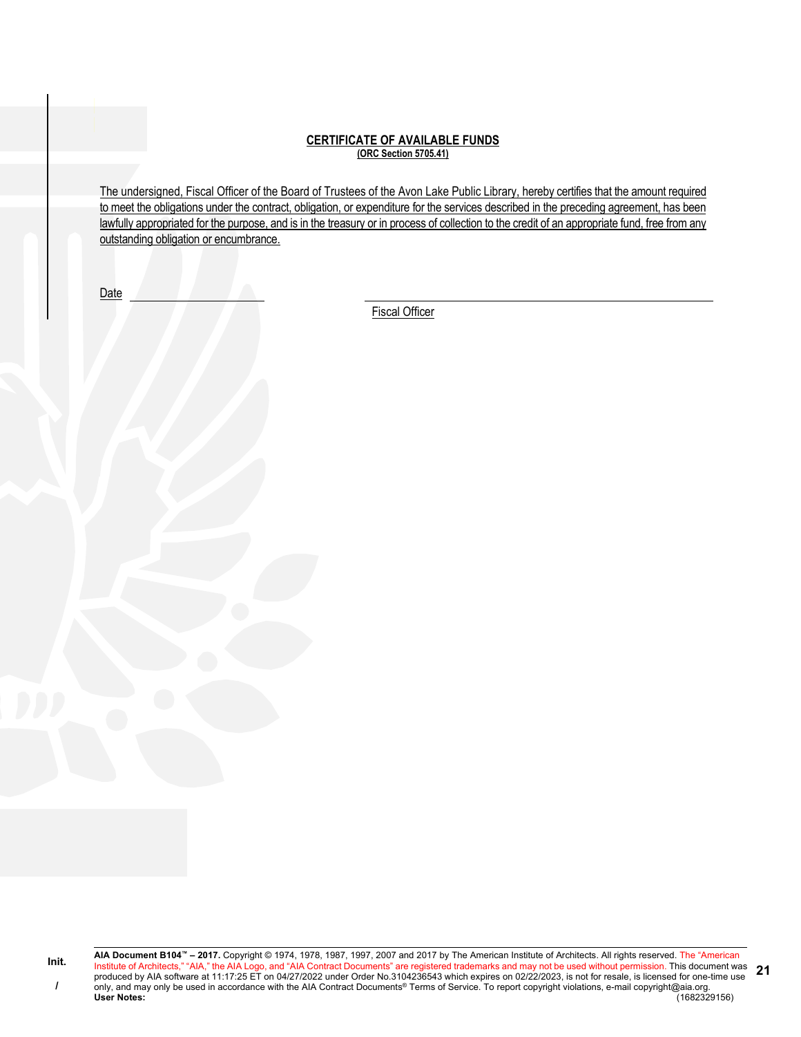# CERTIFICATE OF AVAILABLE FUNDS

**(ORC Section 5705.41)**

The undersigned, Fiscal Officer of the Board of Trustees of the Avon Lake Public Library, hereby certifies that the amount required to meet the obligations under the contract, obligation, or expenditure for the services described in the preceding agreement, has been lawfully appropriated for the purpose, and is in the treasury or in process of collection to the credit of an appropriate fund, free from any outstanding obligation or encumbrance.

Date \_\_\_\_\_\_\_\_\_\_\_\_\_\_\_\_\_\_\_\_

\_\_\_\_\_\_\_\_\_\_\_\_\_\_\_\_\_\_\_\_\_\_\_\_\_\_\_\_\_\_\_\_\_\_\_\_\_\_\_\_
Fiscal Officer

Init.

/

**AIA Document B104™ – 2017.** Copyright © 1974, 1978, 1987, 1997, 2007 and 2017 by The American Institute of Architects. All rights reserved. The "American Institute of Architects," "AIA," the AIA Logo, and "AIA Contract Documents" are registered trademarks and may not be used without permission. This document was produced by AIA software at 11:17:25 ET on 04/27/2022 under Order No.3104236543 which expires on 02/22/2023, is not for resale, is licensed for one-time use only, and may only be used in accordance with the AIA Contract Documents® Terms of Service. To report copyright violations, e-mail copyright@aia.org.
**User Notes:** (1682329156)